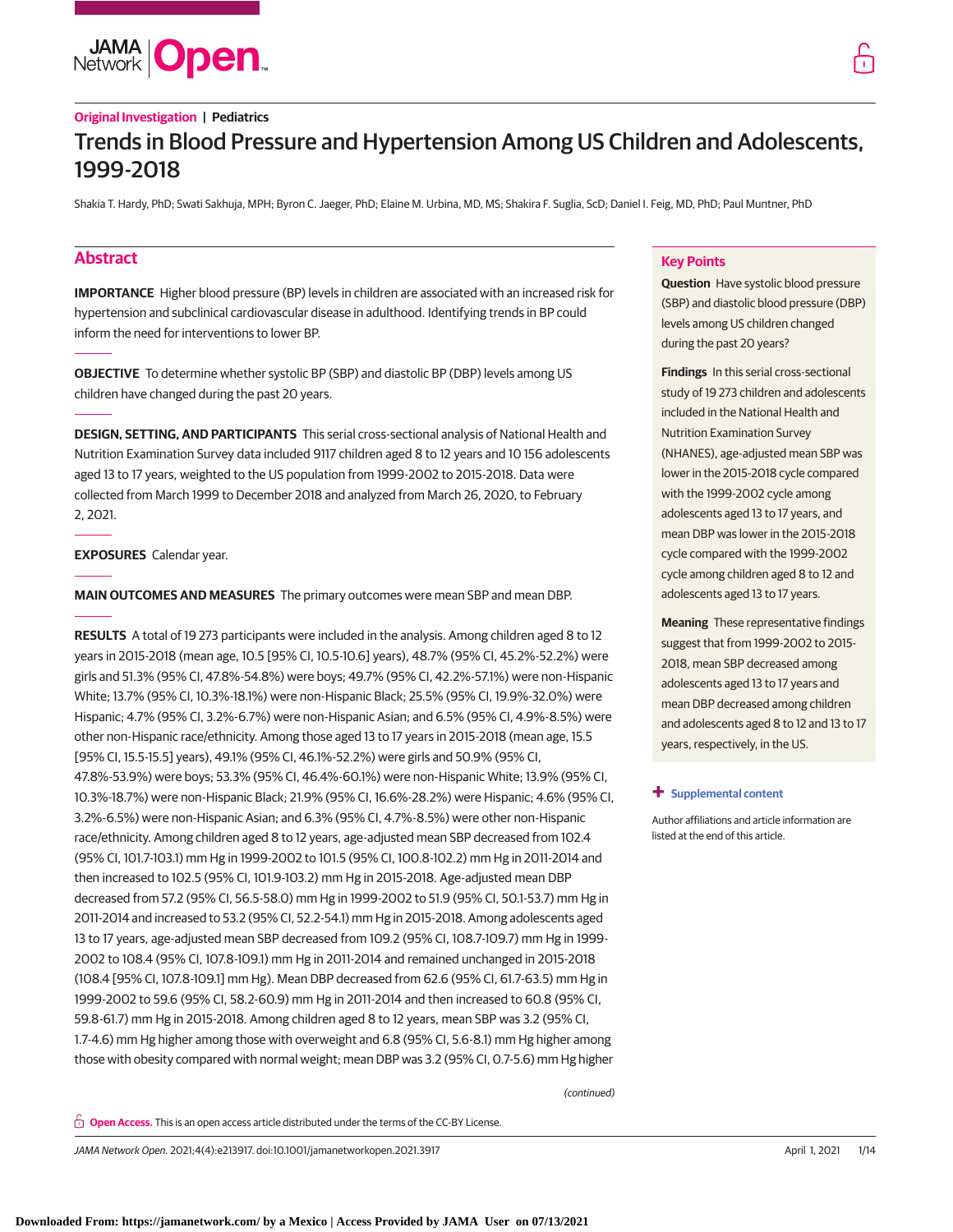Original Investigation | Pediatrics

# Trends in Blood Pressure and Hypertension Among US Children and Adolescents, 1999-2018

Shakia T. Hardy, PhD; Swati Sakhuja, MPH; Byron C. Jaeger, PhD; Elaine M. Urbina, MD, MS; Shakira F. Suglia, ScD; Daniel I. Feig, MD, PhD; Paul Muntner, PhD

## Abstract

**IMPORTANCE** Higher blood pressure (BP) levels in children are associated with an increased risk for hypertension and subclinical cardiovascular disease in adulthood. Identifying trends in BP could inform the need for interventions to lower BP.

**OBJECTIVE** To determine whether systolic BP (SBP) and diastolic BP (DBP) levels among US children have changed during the past 20 years.

**DESIGN, SETTING, AND PARTICIPANTS** This serial cross-sectional analysis of National Health and Nutrition Examination Survey data included 9117 children aged 8 to 12 years and 10 156 adolescents aged 13 to 17 years, weighted to the US population from 1999-2002 to 2015-2018. Data were collected from March 1999 to December 2018 and analyzed from March 26, 2020, to February 2, 2021.

**EXPOSURES** Calendar year.

**MAIN OUTCOMES AND MEASURES** The primary outcomes were mean SBP and mean DBP.

**RESULTS** A total of 19 273 participants were included in the analysis. Among children aged 8 to 12 years in 2015-2018 (mean age, 10.5 [95% CI, 10.5-10.6] years), 48.7% (95% CI, 45.2%-52.2%) were girls and 51.3% (95% CI, 47.8%-54.8%) were boys; 49.7% (95% CI, 42.2%-57.1%) were non-Hispanic White; 13.7% (95% CI, 10.3%-18.1%) were non-Hispanic Black; 25.5% (95% CI, 19.9%-32.0%) were Hispanic; 4.7% (95% CI, 3.2%-6.7%) were non-Hispanic Asian; and 6.5% (95% CI, 4.9%-8.5%) were other non-Hispanic race/ethnicity. Among those aged 13 to 17 years in 2015-2018 (mean age, 15.5 [95% CI, 15.5-15.5] years), 49.1% (95% CI, 46.1%-52.2%) were girls and 50.9% (95% CI, 47.8%-53.9%) were boys; 53.3% (95% CI, 46.4%-60.1%) were non-Hispanic White; 13.9% (95% CI, 10.3%-18.7%) were non-Hispanic Black; 21.9% (95% CI, 16.6%-28.2%) were Hispanic; 4.6% (95% CI, 3.2%-6.5%) were non-Hispanic Asian; and 6.3% (95% CI, 4.7%-8.5%) were other non-Hispanic race/ethnicity. Among children aged 8 to 12 years, age-adjusted mean SBP decreased from 102.4 (95% CI, 101.7-103.1) mm Hg in 1999-2002 to 101.5 (95% CI, 100.8-102.2) mm Hg in 2011-2014 and then increased to 102.5 (95% CI, 101.9-103.2) mm Hg in 2015-2018. Age-adjusted mean DBP decreased from 57.2 (95% CI, 56.5-58.0) mm Hg in 1999-2002 to 51.9 (95% CI, 50.1-53.7) mm Hg in 2011-2014 and increased to 53.2 (95% CI, 52.2-54.1) mm Hg in 2015-2018. Among adolescents aged 13 to 17 years, age-adjusted mean SBP decreased from 109.2 (95% CI, 108.7-109.7) mm Hg in 1999-2002 to 108.4 (95% CI, 107.8-109.1) mm Hg in 2011-2014 and remained unchanged in 2015-2018 (108.4 [95% CI, 107.8-109.1] mm Hg). Mean DBP decreased from 62.6 (95% CI, 61.7-63.5) mm Hg in 1999-2002 to 59.6 (95% CI, 58.2-60.9) mm Hg in 2011-2014 and then increased to 60.8 (95% CI, 59.8-61.7) mm Hg in 2015-2018. Among children aged 8 to 12 years, mean SBP was 3.2 (95% CI, 1.7-4.6) mm Hg higher among those with overweight and 6.8 (95% CI, 5.6-8.1) mm Hg higher among those with obesity compared with normal weight; mean DBP was 3.2 (95% CI, 0.7-5.6) mm Hg higher

*(continued)*

## Key Points

**Question** Have systolic blood pressure (SBP) and diastolic blood pressure (DBP) levels among US children changed during the past 20 years?

**Findings** In this serial cross-sectional study of 19 273 children and adolescents included in the National Health and Nutrition Examination Survey (NHANES), age-adjusted mean SBP was lower in the 2015-2018 cycle compared with the 1999-2002 cycle among adolescents aged 13 to 17 years, and mean DBP was lower in the 2015-2018 cycle compared with the 1999-2002 cycle among children aged 8 to 12 and adolescents aged 13 to 17 years.

**Meaning** These representative findings suggest that from 1999-2002 to 2015-2018, mean SBP decreased among adolescents aged 13 to 17 years and mean DBP decreased among children and adolescents aged 8 to 12 and 13 to 17 years, respectively, in the US.

**+ Supplemental content**

Author affiliations and article information are listed at the end of this article.

**Open Access.** This is an open access article distributed under the terms of the CC-BY License.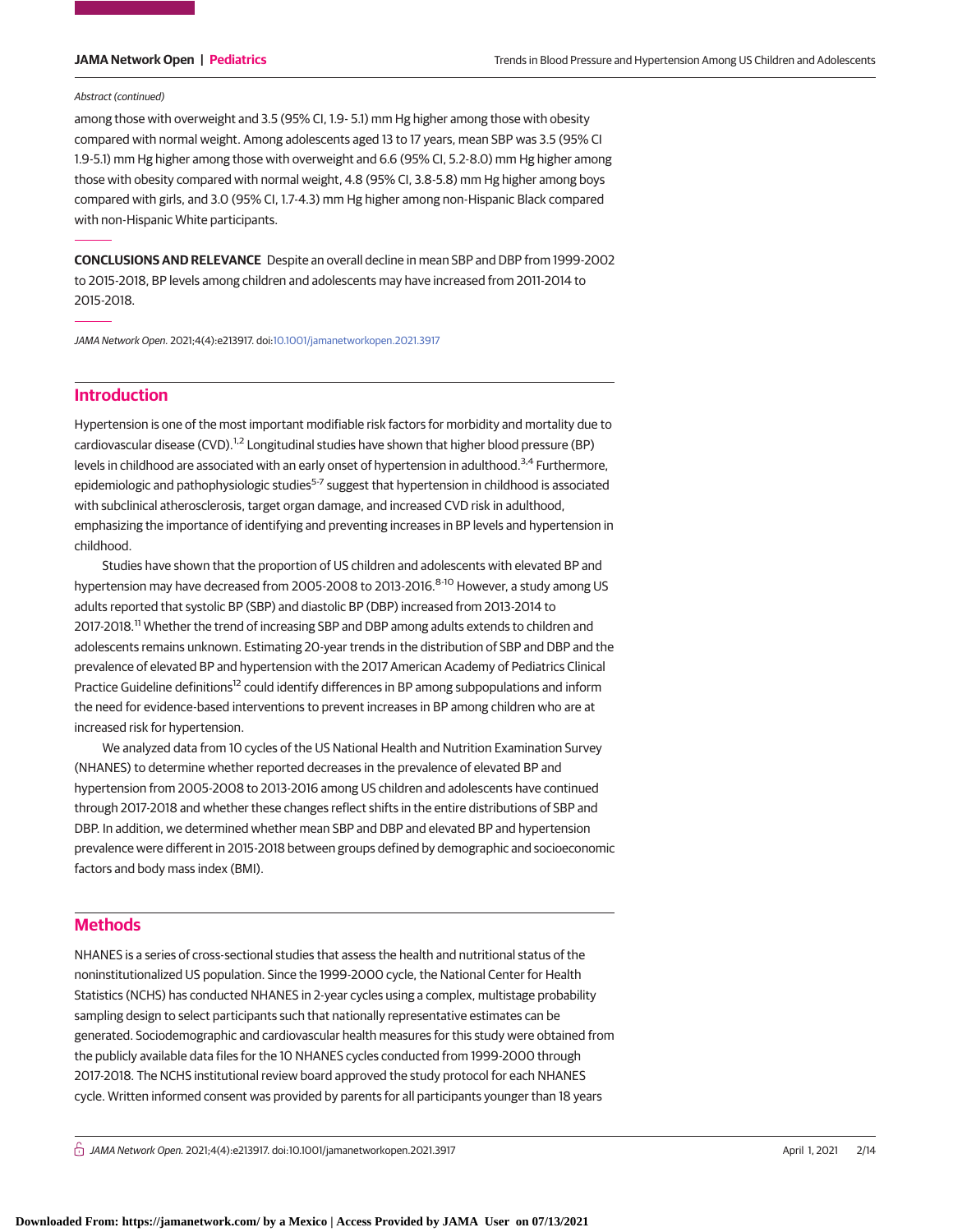Abstract (continued)

among those with overweight and 3.5 (95% CI, 1.9- 5.1) mm Hg higher among those with obesity compared with normal weight. Among adolescents aged 13 to 17 years, mean SBP was 3.5 (95% CI 1.9-5.1) mm Hg higher among those with overweight and 6.6 (95% CI, 5.2-8.0) mm Hg higher among those with obesity compared with normal weight, 4.8 (95% CI, 3.8-5.8) mm Hg higher among boys compared with girls, and 3.0 (95% CI, 1.7-4.3) mm Hg higher among non-Hispanic Black compared with non-Hispanic White participants.

**CONCLUSIONS AND RELEVANCE** Despite an overall decline in mean SBP and DBP from 1999-2002 to 2015-2018, BP levels among children and adolescents may have increased from 2011-2014 to 2015-2018.

*JAMA Network Open*. 2021;4(4):e213917. doi:10.1001/jamanetworkopen.2021.3917

## Introduction

Hypertension is one of the most important modifiable risk factors for morbidity and mortality due to cardiovascular disease (CVD).[1,2] Longitudinal studies have shown that higher blood pressure (BP) levels in childhood are associated with an early onset of hypertension in adulthood.[3,4] Furthermore, epidemiologic and pathophysiologic studies[5-7] suggest that hypertension in childhood is associated with subclinical atherosclerosis, target organ damage, and increased CVD risk in adulthood, emphasizing the importance of identifying and preventing increases in BP levels and hypertension in childhood.

Studies have shown that the proportion of US children and adolescents with elevated BP and hypertension may have decreased from 2005-2008 to 2013-2016.[8-10] However, a study among US adults reported that systolic BP (SBP) and diastolic BP (DBP) increased from 2013-2014 to 2017-2018.[11] Whether the trend of increasing SBP and DBP among adults extends to children and adolescents remains unknown. Estimating 20-year trends in the distribution of SBP and DBP and the prevalence of elevated BP and hypertension with the 2017 American Academy of Pediatrics Clinical Practice Guideline definitions[12] could identify differences in BP among subpopulations and inform the need for evidence-based interventions to prevent increases in BP among children who are at increased risk for hypertension.

We analyzed data from 10 cycles of the US National Health and Nutrition Examination Survey (NHANES) to determine whether reported decreases in the prevalence of elevated BP and hypertension from 2005-2008 to 2013-2016 among US children and adolescents have continued through 2017-2018 and whether these changes reflect shifts in the entire distributions of SBP and DBP. In addition, we determined whether mean SBP and DBP and elevated BP and hypertension prevalence were different in 2015-2018 between groups defined by demographic and socioeconomic factors and body mass index (BMI).

## Methods

NHANES is a series of cross-sectional studies that assess the health and nutritional status of the noninstitutionalized US population. Since the 1999-2000 cycle, the National Center for Health Statistics (NCHS) has conducted NHANES in 2-year cycles using a complex, multistage probability sampling design to select participants such that nationally representative estimates can be generated. Sociodemographic and cardiovascular health measures for this study were obtained from the publicly available data files for the 10 NHANES cycles conducted from 1999-2000 through 2017-2018. The NCHS institutional review board approved the study protocol for each NHANES cycle. Written informed consent was provided by parents for all participants younger than 18 years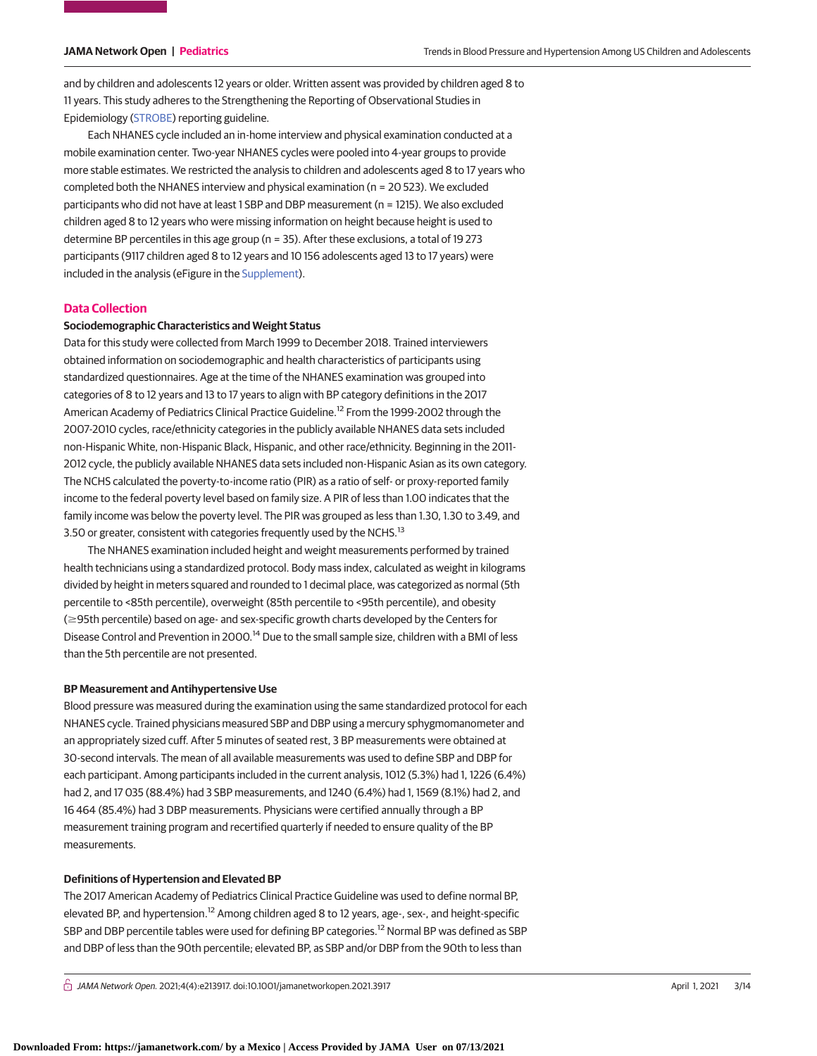and by children and adolescents 12 years or older. Written assent was provided by children aged 8 to 11 years. This study adheres to the Strengthening the Reporting of Observational Studies in Epidemiology (STROBE) reporting guideline.

Each NHANES cycle included an in-home interview and physical examination conducted at a mobile examination center. Two-year NHANES cycles were pooled into 4-year groups to provide more stable estimates. We restricted the analysis to children and adolescents aged 8 to 17 years who completed both the NHANES interview and physical examination (n = 20 523). We excluded participants who did not have at least 1 SBP and DBP measurement (n = 1215). We also excluded children aged 8 to 12 years who were missing information on height because height is used to determine BP percentiles in this age group (n = 35). After these exclusions, a total of 19 273 participants (9117 children aged 8 to 12 years and 10 156 adolescents 13 to 17 years) were included in the analysis (eFigure in the Supplement).

## Data Collection

### Sociodemographic Characteristics and Weight Status

Data for this study were collected from March 1999 to December 2018. Trained interviewers obtained information on sociodemographic and health characteristics of participants using standardized questionnaires. Age at the time of the NHANES examination was grouped into categories of 8 to 12 years and 13 to 17 years to align with BP category definitions in the 2017 American Academy of Pediatrics Clinical Practice Guideline.[12] From the 1999-2002 through the 2007-2010 cycles, race/ethnicity categories in the publicly available NHANES data sets included non-Hispanic White, non-Hispanic Black, Hispanic, and other race/ethnicity. Beginning in the 2011-2012 cycle, the publicly available NHANES data sets included non-Hispanic Asian as its own category. The NCHS calculated the poverty-to-income ratio (PIR) as a ratio of self- or proxy-reported family income to the federal poverty level based on family size. A PIR of less than 1.00 indicates that the family income was below the poverty level. The PIR was grouped as less than 1.30, 1.30 to 3.49, and 3.50 or greater, consistent with categories frequently used by the NCHS.[13]

The NHANES examination included height and weight measurements performed by trained health technicians using a standardized protocol. Body mass index, calculated as weight in kilograms divided by height in meters squared and rounded to 1 decimal place, was categorized as normal (5th percentile to <85th percentile), overweight (85th percentile to <95th percentile), and obesity (≥95th percentile) based on age- and sex-specific growth charts developed by the Centers for Disease Control and Prevention in 2000.[14] Due to the small sample size, children with a BMI of less than the 5th percentile are not presented.

### BP Measurement and Antihypertensive Use

Blood pressure was measured during the examination using the same standardized protocol for each NHANES cycle. Trained physicians measured SBP and DBP using a mercury sphygmomanometer and an appropriately sized cuff. After 5 minutes of seated rest, 3 BP measurements were obtained at 30-second intervals. The mean of all available measurements was used to define SBP and DBP for each participant. Among participants included in the current analysis, 1012 (5.3%) had 1, 1226 (6.4%) had 2, and 17 035 (88.4%) had 3 SBP measurements, and 1240 (6.4%) had 1, 1569 (8.1%) had 2, and 16 464 (85.4%) had 3 DBP measurements. Physicians were certified annually through a BP measurement training program and recertified quarterly if needed to ensure quality of the BP measurements.

### Definitions of Hypertension and Elevated BP

The 2017 American Academy of Pediatrics Clinical Practice Guideline was used to define normal BP, elevated BP, and hypertension.[12] Among children aged 8 to 12 years, age-, sex-, and height-specific SBP and DBP percentile tables were used for defining BP categories.[12] Normal BP was defined as SBP and DBP of less than the 90th percentile; elevated BP, as SBP and/or DBP from the 90th to less than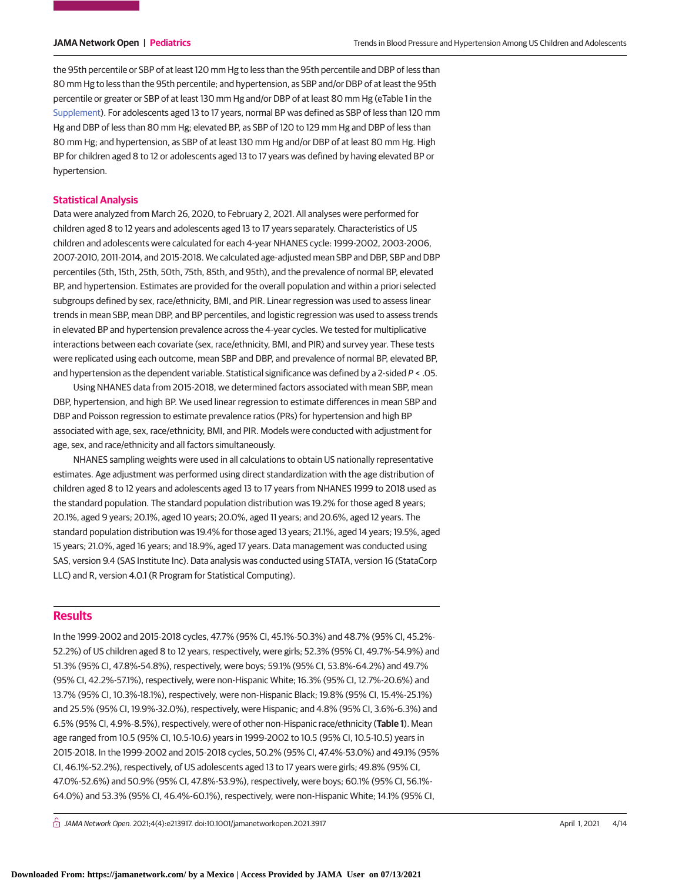the 95th percentile or SBP of at least 120 mm Hg to less than the 95th percentile and DBP of less than 80 mm Hg to less than the 95th percentile; and hypertension, as SBP and/or DBP of at least the 95th percentile or greater or SBP of at least 130 mm Hg and/or DBP of at least 80 mm Hg (eTable 1 in the Supplement). For adolescents aged 13 to 17 years, normal BP was defined as SBP of less than 120 mm Hg and DBP of less than 80 mm Hg; elevated BP, as SBP of 120 to 129 mm Hg and DBP of less than 80 mm Hg; and hypertension, as SBP of at least 130 mm Hg and/or DBP of at least 80 mm Hg. High BP for children aged 8 to 12 or adolescents aged 13 to 17 years was defined by having elevated BP or hypertension.

### Statistical Analysis

Data were analyzed from March 26, 2020, to February 2, 2021. All analyses were performed for children aged 8 to 12 years and adolescents aged 13 to 17 years separately. Characteristics of US children and adolescents were calculated for each 4-year NHANES cycle: 1999-2002, 2003-2006, 2007-2010, 2011-2014, and 2015-2018. We calculated age-adjusted mean SBP and DBP, SBP and DBP percentiles (5th, 15th, 25th, 50th, 75th, 85th, and 95th), and the prevalence of normal BP, elevated BP, and hypertension. Estimates are provided for the overall population and within a priori selected subgroups defined by sex, race/ethnicity, BMI, and PIR. Linear regression was used to assess linear trends in mean SBP, mean DBP, and BP percentiles, and logistic regression was used to assess trends in elevated BP and hypertension prevalence across the 4-year cycles. We tested for multiplicative interactions between each covariate (sex, race/ethnicity, BMI, and PIR) and survey year. These tests were replicated using each outcome, mean SBP and DBP, and prevalence of normal BP, elevated BP, and hypertension as the dependent variable. Statistical significance was defined by a 2-sided $P < .05$.

Using NHANES data from 2015-2018, we determined factors associated with mean SBP, mean DBP, hypertension, and high BP. We used linear regression to estimate differences in mean SBP and DBP and Poisson regression to estimate prevalence ratios (PRs) for hypertension and high BP associated with age, sex, race/ethnicity, BMI, and PIR. Models were conducted with adjustment for age, sex, and race/ethnicity and all factors simultaneously.

NHANES sampling weights were used in all calculations to obtain US nationally representative estimates. Age adjustment was performed using direct standardization with the age distribution of children aged 8 to 12 years and adolescents aged 13 to 17 years from NHANES 1999 to 2018 used as the standard population. The standard population distribution was 19.2% for those aged 8 years; 20.1%, aged 9 years; 20.1%, aged 10 years; 20.0%, aged 11 years; and 20.6%, aged 12 years. The standard population distribution was 19.4% for those aged 13 years; 21.1%, aged 14 years; 19.5%, aged 15 years; 21.0%, aged 16 years; and 18.9%, aged 17 years. Data management was conducted using SAS, version 9.4 (SAS Institute Inc). Data analysis was conducted using STATA, version 16 (StataCorp LLC) and R, version 4.0.1 (R Program for Statistical Computing).

## Results

In the 1999-2002 and 2015-2018 cycles, 47.7% (95% CI, 45.1%-50.3%) and 48.7% (95% CI, 45.2%-52.2%) of US children aged 8 to 12 years, respectively, were girls; 52.3% (95% CI, 49.7%-54.9%) and 51.3% (95% CI, 47.8%-54.8%), respectively, were boys; 59.1% (95% CI, 53.8%-64.2%) and 49.7% (95% CI, 42.2%-57.1%), respectively, were non-Hispanic White; 16.3% (95% CI, 12.7%-20.6%) and 13.7% (95% CI, 10.3%-18.1%), respectively, were non-Hispanic Black; 19.8% (95% CI, 15.4%-25.1%) and 25.5% (95% CI, 19.9%-32.0%), respectively, were Hispanic; and 4.8% (95% CI, 3.6%-6.3%) and 6.5% (95% CI, 4.9%-8.5%), respectively, were of other non-Hispanic race/ethnicity (**Table 1**). Mean age ranged from 10.5 (95% CI, 10.5-10.6) years in 1999-2002 to 10.5 (95% CI, 10.5-10.5) years in 2015-2018. In the 1999-2002 and 2015-2018 cycles, 50.2% (95% CI, 47.4%-53.0%) and 49.1% (95% CI, 46.1%-52.2%), respectively, of US adolescents aged 13 to 17 years were girls; 49.8% (95% CI, 47.0%-52.6%) and 50.9% (95% CI, 47.8%-53.9%), respectively, were boys; 60.1% (95% CI, 56.1%-64.0%) and 53.3% (95% CI, 46.4%-60.1%), respectively, were non-Hispanic White; 14.1% (95% CI,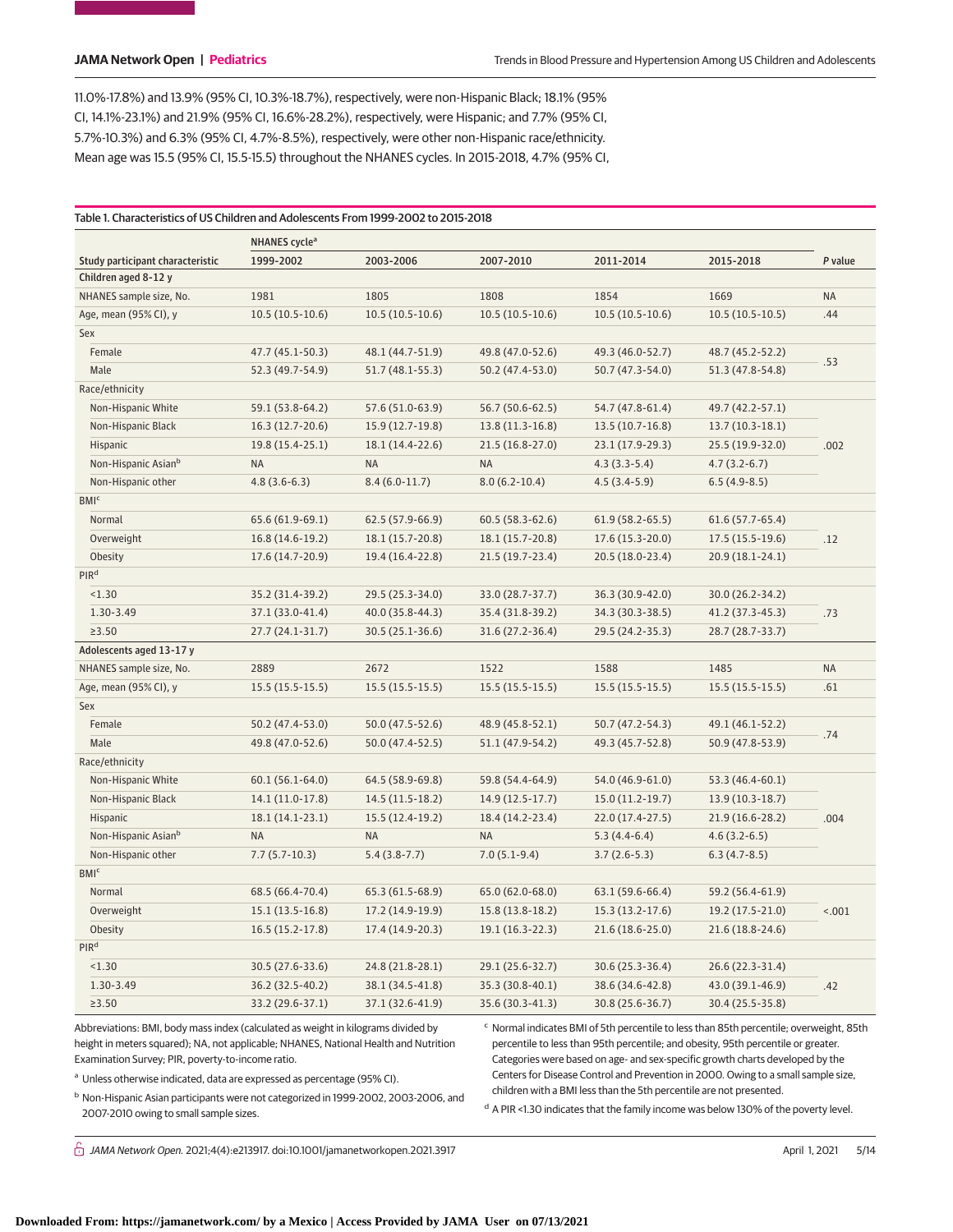11.0%-17.8%) and 13.9% (95% CI, 10.3%-18.7%), respectively, were non-Hispanic Black; 18.1% (95% CI, 14.1%-23.1%) and 21.9% (95% CI, 16.6%-28.2%), respectively, were Hispanic; and 7.7% (95% CI, 5.7%-10.3%) and 6.3% (95% CI, 4.7%-8.5%), respectively, were other non-Hispanic race/ethnicity. Mean age was 15.5 (95% CI, 15.5-15.5) throughout the NHANES cycles. In 2015-2018, 4.7% (95% CI,

Table 1. Characteristics of US Children and Adolescents From 1999-2002 to 2015-2018

| Study participant characteristic | NHANES cycle[a] | | | | | P value |
|---|---|---|---|---|---|---|
| | 1999-2002 | 2003-2006 | 2007-2010 | 2011-2014 | 2015-2018 | |
| **Children aged 8-12 y** | | | | | | |
| NHANES sample size, No. | 1981 | 1805 | 1808 | 1854 | 1669 | NA |
| Age, mean (95% CI), y | 10.5 (10.5-10.6) | 10.5 (10.5-10.6) | 10.5 (10.5-10.6) | 10.5 (10.5-10.6) | 10.5 (10.5-10.5) | .44 |
| Sex | | | | | | |
| Female | 47.7 (45.1-50.3) | 48.1 (44.7-51.9) | 49.8 (47.0-52.6) | 49.3 (46.0-52.7) | 48.7 (45.2-52.2) | .53 |
| Male | 52.3 (49.7-54.9) | 51.7 (48.1-55.3) | 50.2 (47.4-53.0) | 50.7 (47.3-54.0) | 51.3 (47.8-54.8) | |
| Race/ethnicity | | | | | | |
| Non-Hispanic White | 59.1 (53.8-64.2) | 57.6 (51.0-63.9) | 56.7 (50.6-62.5) | 54.7 (47.8-61.4) | 49.7 (42.2-57.1) | .002 |
| Non-Hispanic Black | 16.3 (12.7-20.6) | 15.9 (12.7-19.8) | 13.8 (11.3-16.8) | 13.5 (10.7-16.8) | 13.7 (10.3-18.1) | |
| Hispanic | 19.8 (15.4-25.1) | 18.1 (14.4-22.6) | 21.5 (16.8-27.0) | 23.1 (17.9-29.3) | 25.5 (19.9-32.0) | |
| Non-Hispanic Asian[b] | NA | NA | NA | 4.3 (3.3-5.4) | 4.7 (3.2-6.7) | |
| Non-Hispanic other | 4.8 (3.6-6.3) | 8.4 (6.0-11.7) | 8.0 (6.2-10.4) | 4.5 (3.4-5.9) | 6.5 (4.9-8.5) | |
| BMI[c] | | | | | | |
| Normal | 65.6 (61.9-69.1) | 62.5 (57.9-66.9) | 60.5 (58.3-62.6) | 61.9 (58.2-65.5) | 61.6 (57.7-65.4) | .12 |
| Overweight | 16.8 (14.6-19.2) | 18.1 (15.7-20.8) | 18.1 (15.7-20.8) | 17.6 (15.3-20.0) | 17.5 (15.5-19.6) | |
| Obesity | 17.6 (14.7-20.9) | 19.4 (16.4-22.8) | 21.5 (19.7-23.4) | 20.5 (18.0-23.4) | 20.9 (18.1-24.1) | |
| PIR[d] | | | | | | |
| <1.30 | 35.2 (31.4-39.2) | 29.5 (25.3-34.0) | 33.0 (28.7-37.7) | 36.3 (30.9-42.0) | 30.0 (26.2-34.2) | .73 |
| 1.30-3.49 | 37.1 (33.0-41.4) | 40.0 (35.8-44.3) | 35.4 (31.8-39.2) | 34.3 (30.3-38.5) | 41.2 (37.3-45.3) | |
| ≥3.50 | 27.7 (24.1-31.7) | 30.5 (25.1-36.6) | 31.6 (27.2-36.4) | 29.5 (24.2-35.3) | 28.7 (28.7-33.7) | |
| **Adolescents aged 13-17 y** | | | | | | |
| NHANES sample size, No. | 2889 | 2672 | 1522 | 1588 | 1485 | NA |
| Age, mean (95% CI), y | 15.5 (15.5-15.5) | 15.5 (15.5-15.5) | 15.5 (15.5-15.5) | 15.5 (15.5-15.5) | 15.5 (15.5-15.5) | .61 |
| Sex | | | | | | |
| Female | 50.2 (47.4-53.0) | 50.0 (47.5-52.6) | 48.9 (45.8-52.1) | 50.7 (47.2-54.3) | 49.1 (46.1-52.2) | .74 |
| Male | 49.8 (47.0-52.6) | 50.0 (47.4-52.5) | 51.1 (47.9-54.2) | 49.3 (45.7-52.8) | 50.9 (47.8-53.9) | |
| Race/ethnicity | | | | | | |
| Non-Hispanic White | 60.1 (56.1-64.0) | 64.5 (58.9-69.8) | 59.8 (54.4-64.9) | 54.0 (46.9-61.0) | 53.3 (46.4-60.1) | .004 |
| Non-Hispanic Black | 14.1 (11.0-17.8) | 14.5 (11.5-18.2) | 14.9 (12.5-17.7) | 15.0 (11.2-19.7) | 13.9 (10.3-18.7) | |
| Hispanic | 18.1 (14.1-23.1) | 15.5 (12.4-19.2) | 18.4 (14.2-23.4) | 22.0 (17.4-27.5) | 21.9 (16.6-28.2) | |
| Non-Hispanic Asian[b] | NA | NA | NA | 5.3 (4.4-6.4) | 4.6 (3.2-6.5) | |
| Non-Hispanic other | 7.7 (5.7-10.3) | 5.4 (3.8-7.7) | 7.0 (5.1-9.4) | 3.7 (2.6-5.3) | 6.3 (4.7-8.5) | |
| BMI[c] | | | | | | |
| Normal | 68.5 (66.4-70.4) | 65.3 (61.5-68.9) | 65.0 (62.0-68.0) | 63.1 (59.6-66.4) | 59.2 (56.4-61.9) | <.001 |
| Overweight | 15.1 (13.5-16.8) | 17.2 (14.9-19.9) | 15.8 (13.8-18.2) | 15.3 (13.2-17.6) | 19.2 (17.5-21.0) | |
| Obesity | 16.5 (15.2-17.8) | 17.4 (14.9-20.3) | 19.1 (16.3-22.3) | 21.6 (18.6-25.0) | 21.6 (18.8-24.6) | |
| PIR[d] | | | | | | |
| <1.30 | 30.5 (27.6-33.6) | 24.8 (21.8-28.1) | 29.1 (25.6-32.7) | 30.6 (25.3-36.4) | 26.6 (22.3-31.4) | .42 |
| 1.30-3.49 | 36.2 (32.5-40.2) | 38.1 (34.5-41.8) | 35.3 (30.8-40.1) | 38.6 (34.6-42.8) | 43.0 (39.1-46.9) | |
| ≥3.50 | 33.2 (29.6-37.1) | 37.1 (32.6-41.9) | 35.6 (30.3-41.3) | 30.8 (25.6-36.7) | 30.4 (25.5-35.8) | |

Abbreviations: BMI, body mass index (calculated as weight in kilograms divided by height in meters squared); NA, not applicable; NHANES, National Health and Nutrition Examination Survey; PIR, poverty-to-income ratio.

[a] Unless otherwise indicated, data are expressed as percentage (95% CI).

[b] Non-Hispanic Asian participants were not categorized in 1999-2002, 2003-2006, and 2007-2010 owing to small sample sizes.

[c] Normal indicates BMI of 5th percentile to less than 85th percentile; overweight, 85th percentile to less than 95th percentile; and obesity, 95th percentile or greater. Categories were based on age- and sex-specific growth charts developed by the Centers for Disease Control and Prevention in 2000. Owing to a small sample size, children with a BMI less than the 5th percentile are not presented.

[d] A PIR <1.30 indicates that the family income was below 130% of the poverty level.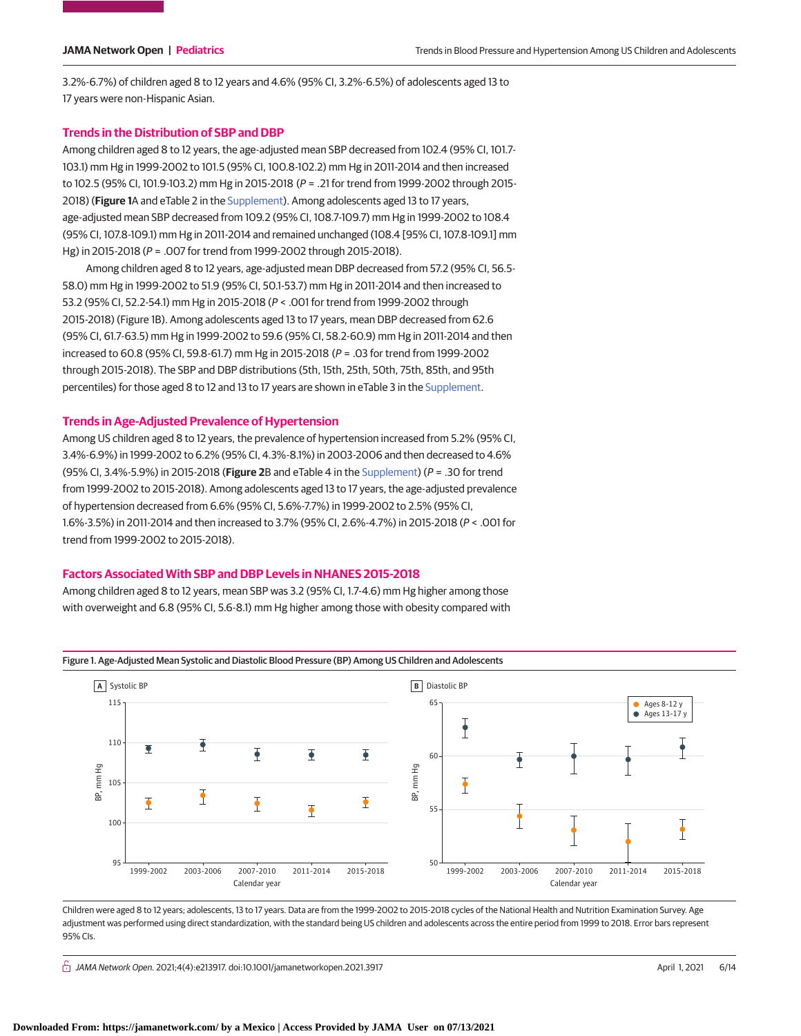3.2%-6.7%) of children aged 8 to 12 years and 4.6% (95% CI, 3.2%-6.5%) of adolescents aged 13 to 17 years were non-Hispanic Asian.

## Trends in the Distribution of SBP and DBP

Among children aged 8 to 12 years, the age-adjusted mean SBP decreased from 102.4 (95% CI, 101.7-103.1) mm Hg in 1999-2002 to 101.5 (95% CI, 100.8-102.2) mm Hg in 2011-2014 and then increased to 102.5 (95% CI, 101.9-103.2) mm Hg in 2015-2018 (*P* = .21 for trend from 1999-2002 through 2015-2018) (**Figure 1**A and eTable 2 in the Supplement). Among adolescents aged 13 to 17 years, age-adjusted mean SBP decreased from 109.2 (95% CI, 108.7-109.7) mm Hg in 1999-2002 to 108.4 (95% CI, 107.8-109.1) mm Hg in 2011-2014 and remained unchanged (108.4 [95% CI, 107.8-109.1] mm Hg) in 2015-2018 (*P* = .007 for trend from 1999-2002 through 2015-2018).

Among children aged 8 to 12 years, age-adjusted mean DBP decreased from 57.2 (95% CI, 56.5-58.0) mm Hg in 1999-2002 to 51.9 (95% CI, 50.1-53.7) mm Hg in 2011-2014 and then increased to 53.2 (95% CI, 52.2-54.1) mm Hg in 2015-2018 (*P* < .001 for trend from 1999-2002 through 2015-2018) (Figure 1B). Among adolescents aged 13 to 17 years, mean DBP decreased from 62.6 (95% CI, 61.7-63.5) mm Hg in 1999-2002 to 59.6 (95% CI, 58.2-60.9) mm Hg in 2011-2014 and then increased to 60.8 (95% CI, 59.8-61.7) mm Hg in 2015-2018 (*P* = .03 for trend from 1999-2002 through 2015-2018). The SBP and DBP distributions (5th, 15th, 25th, 50th, 75th, 85th, and 95th percentiles) for those aged 8 to 12 and 13 to 17 years are shown in eTable 3 in the Supplement.

## Trends in Age-Adjusted Prevalence of Hypertension

Among US children aged 8 to 12 years, the prevalence of hypertension increased from 5.2% (95% CI, 3.4%-6.9%) in 1999-2002 to 6.2% (95% CI, 4.3%-8.1%) in 2003-2006 and then decreased to 4.6% (95% CI, 3.4%-5.9%) in 2015-2018 (**Figure 2**B and eTable 4 in the Supplement) (*P* = .30 for trend from 1999-2002 to 2015-2018). Among adolescents aged 13 to 17 years, the age-adjusted prevalence of hypertension decreased from 6.6% (95% CI, 5.6%-7.7%) in 1999-2002 to 2.5% (95% CI, 1.6%-3.5%) in 2011-2014 and then increased to 3.7% (95% CI, 2.6%-4.7%) in 2015-2018 (*P* < .001 for trend from 1999-2002 to 2015-2018).

## Factors Associated With SBP and DBP Levels in NHANES 2015-2018

Among children aged 8 to 12 years, mean SBP was 3.2 (95% CI, 1.7-4.6) mm Hg higher among those with overweight and 6.8 (95% CI, 5.6-8.1) mm Hg higher among those with obesity compared with

Figure 1. Age-Adjusted Mean Systolic and Diastolic Blood Pressure (BP) Among US Children and Adolescents

Children were aged 8 to 12 years; adolescents, 13 to 17 years. Data are from the 1999-2002 to 2015-2018 cycles of the National Health and Nutrition Examination Survey. Age adjustment was performed using direct standardization, with the standard being US children and adolescents across the entire period from 1999 to 2018. Error bars represent 95% CIs.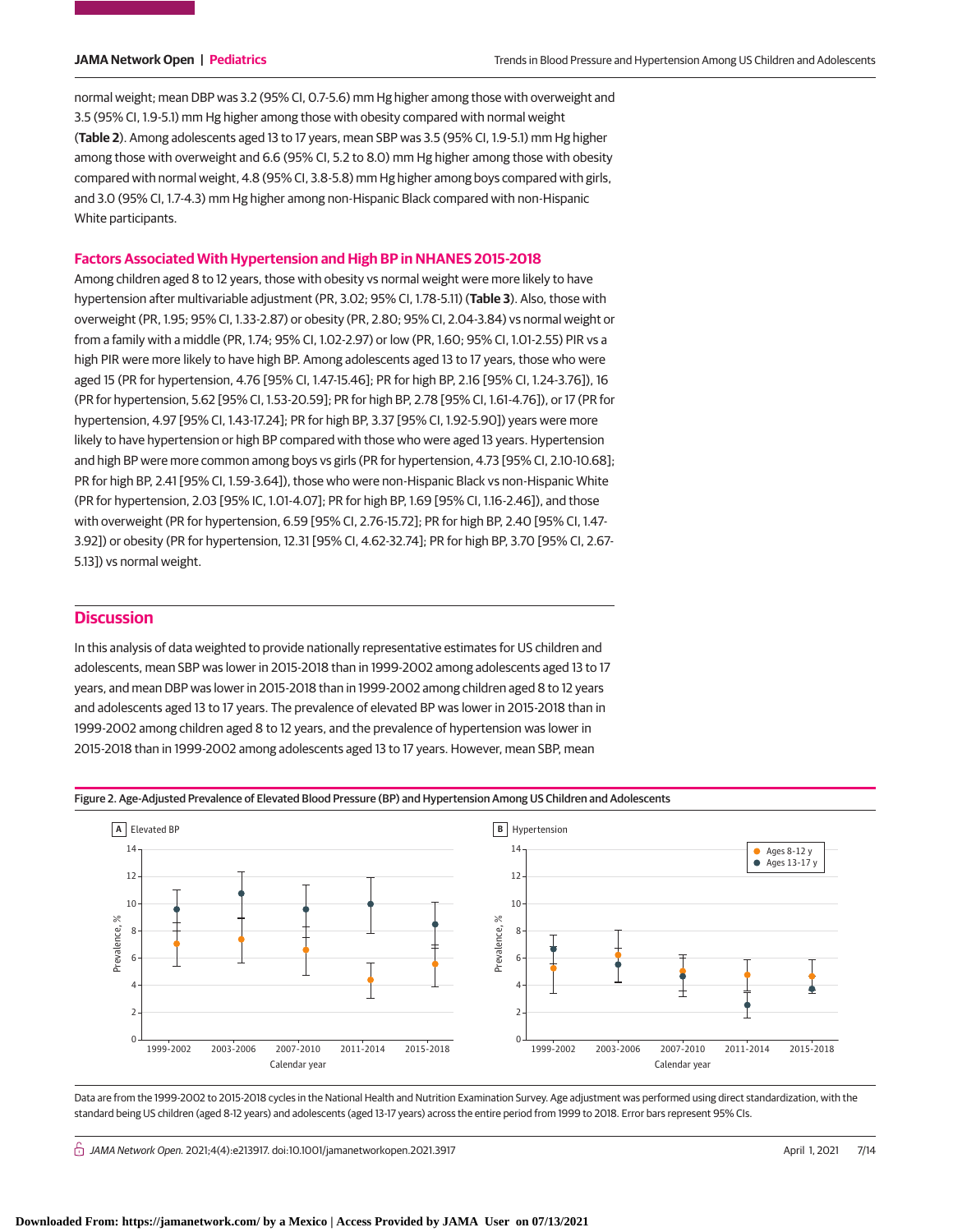normal weight; mean DBP was 3.2 (95% CI, 0.7-5.6) mm Hg higher among those with overweight and 3.5 (95% CI, 1.9-5.1) mm Hg higher among those with obesity compared with normal weight (**Table 2**). Among adolescents aged 13 to 17 years, mean SBP was 3.5 (95% CI, 1.9-5.1) mm Hg higher among those with overweight and 6.6 (95% CI, 5.2 to 8.0) mm Hg higher among those with obesity compared with normal weight, 4.8 (95% CI, 3.8-5.8) mm Hg higher among boys compared with girls, and 3.0 (95% CI, 1.7-4.3) mm Hg higher among non-Hispanic Black compared with non-Hispanic White participants.

### Factors Associated With Hypertension and High BP in NHANES 2015-2018

Among children aged 8 to 12 years, those with obesity vs normal weight were more likely to have hypertension after multivariable adjustment (PR, 3.02; 95% CI, 1.78-5.11) (**Table 3**). Also, those with overweight (PR, 1.95; 95% CI, 1.33-2.87) or obesity (PR, 2.80; 95% CI, 2.04-3.84) vs normal weight or from a family with a middle (PR, 1.74; 95% CI, 1.02-2.97) or low (PR, 1.60; 95% CI, 1.01-2.55) PIR vs a high PIR were more likely to have high BP. Among adolescents aged 13 to 17 years, those who were aged 15 (PR for hypertension, 4.76 [95% CI, 1.47-15.46]; PR for high BP, 2.16 [95% CI, 1.24-3.76]), 16 (PR for hypertension, 5.62 [95% CI, 1.53-20.59]; PR for high BP, 2.78 [95% CI, 1.61-4.76]), or 17 (PR for hypertension, 4.97 [95% CI, 1.43-17.24]; PR for high BP, 3.37 [95% CI, 1.92-5.90]) years were more likely to have hypertension or high BP compared with those who were aged 13 years. Hypertension and high BP were more common among boys vs girls (PR for hypertension, 4.73 [95% CI, 2.10-10.68]; PR for high BP, 2.41 [95% CI, 1.59-3.64]), those who were non-Hispanic Black vs non-Hispanic White (PR for hypertension, 2.03 [95% IC, 1.01-4.07]; PR for high BP, 1.69 [95% CI, 1.16-2.46]), and those with overweight (PR for hypertension, 6.59 [95% CI, 2.76-15.72]; PR for high BP, 2.40 [95% CI, 1.47-3.92]) or obesity (PR for hypertension, 12.31 [95% CI, 4.62-32.74]; PR for high BP, 3.70 [95% CI, 2.67-5.13]) vs normal weight.

## Discussion

In this analysis of data weighted to provide nationally representative estimates for US children and adolescents, mean SBP was lower in 2015-2018 than in 1999-2002 among adolescents aged 13 to 17 years, and mean DBP was lower in 2015-2018 than in 1999-2002 among children aged 8 to 12 years and adolescents aged 13 to 17 years. The prevalence of elevated BP was lower in 2015-2018 than in 1999-2002 among children aged 8 to 12 years, and the prevalence of hypertension was lower in 2015-2018 than in 1999-2002 among adolescents aged 13 to 17 years. However, mean SBP, mean

Figure 2. Age-Adjusted Prevalence of Elevated Blood Pressure (BP) and Hypertension Among US Children and Adolescents

Data are from the 1999-2002 to 2015-2018 cycles in the National Health and Nutrition Examination Survey. Age adjustment was performed using direct standardization, with the standard being US children (aged 8-12 years) and adolescents (aged 13-17 years) across the entire period from 1999 to 2018. Error bars represent 95% CIs.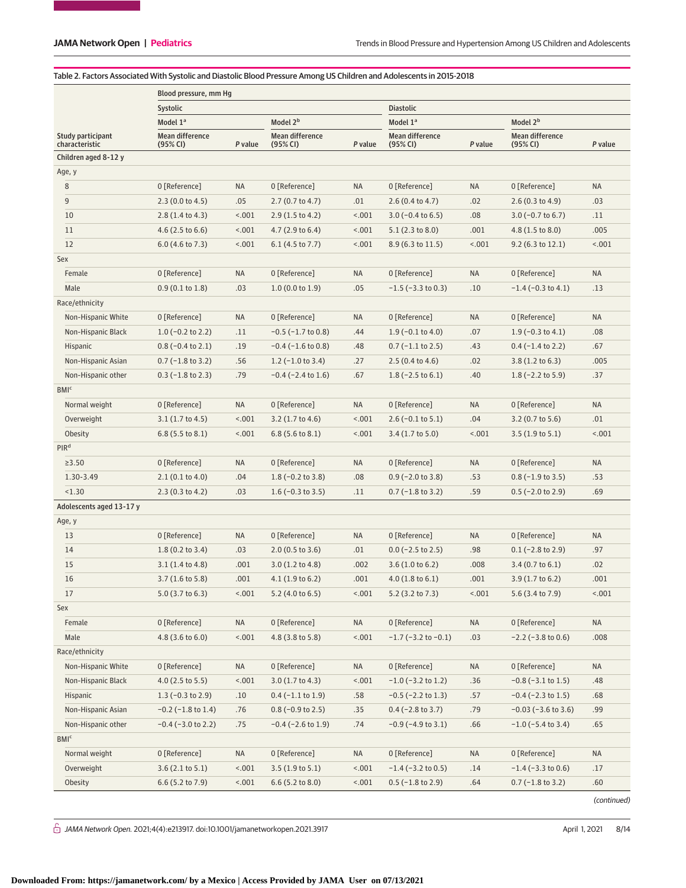Table 2. Factors Associated With Systolic and Diastolic Blood Pressure Among US Children and Adolescents in 2015-2018

| Study participant characteristic | Blood pressure, mm Hg | | | | | | | |
|---|---|---|---|---|---|---|---|---|
| | Systolic | | | | Diastolic | | | |
| | Model 1[a] | | Model 2[b] | | Model 1[a] | | Model 2[b] | |
| | Mean difference (95% CI) | P value | Mean difference (95% CI) | P value | Mean difference (95% CI) | P value | Mean difference (95% CI) | P value |
| **Children aged 8-12 y** | | | | | | | | |
| Age, y | | | | | | | | |
| 8 | 0 [Reference] | NA | 0 [Reference] | NA | 0 [Reference] | NA | 0 [Reference] | NA |
| 9 | 2.3 (0.0 to 4.5) | .05 | 2.7 (0.7 to 4.7) | .01 | 2.6 (0.4 to 4.7) | .02 | 2.6 (0.3 to 4.9) | .03 |
| 10 | 2.8 (1.4 to 4.3) | <.001 | 2.9 (1.5 to 4.2) | <.001 | 3.0 (−0.4 to 6.5) | .08 | 3.0 (−0.7 to 6.7) | .11 |
| 11 | 4.6 (2.5 to 6.6) | <.001 | 4.7 (2.9 to 6.4) | <.001 | 5.1 (2.3 to 8.0) | .001 | 4.8 (1.5 to 8.0) | .005 |
| 12 | 6.0 (4.6 to 7.3) | <.001 | 6.1 (4.5 to 7.7) | <.001 | 8.9 (6.3 to 11.5) | <.001 | 9.2 (6.3 to 12.1) | <.001 |
| Sex | | | | | | | | |
| Female | 0 [Reference] | NA | 0 [Reference] | NA | 0 [Reference] | NA | 0 [Reference] | NA |
| Male | 0.9 (0.1 to 1.8) | .03 | 1.0 (0.0 to 1.9) | .05 | −1.5 (−3.3 to 0.3) | .10 | −1.4 (−0.3 to 4.1) | .13 |
| Race/ethnicity | | | | | | | | |
| Non-Hispanic White | 0 [Reference] | NA | 0 [Reference] | NA | 0 [Reference] | NA | 0 [Reference] | NA |
| Non-Hispanic Black | 1.0 (−0.2 to 2.2) | .11 | −0.5 (−1.7 to 0.8) | .44 | 1.9 (−0.1 to 4.0) | .07 | 1.9 (−0.3 to 4.1) | .08 |
| Hispanic | 0.8 (−0.4 to 2.1) | .19 | −0.4 (−1.6 to 0.8) | .48 | 0.7 (−1.1 to 2.5) | .43 | 0.4 (−1.4 to 2.2) | .67 |
| Non-Hispanic Asian | 0.7 (−1.8 to 3.2) | .56 | 1.2 (−1.0 to 3.4) | .27 | 2.5 (0.4 to 4.6) | .02 | 3.8 (1.2 to 6.3) | .005 |
| Non-Hispanic other | 0.3 (−1.8 to 2.3) | .79 | −0.4 (−2.4 to 1.6) | .67 | 1.8 (−2.5 to 6.1) | .40 | 1.8 (−2.2 to 5.9) | .37 |
| BMI[c] | | | | | | | | |
| Normal weight | 0 [Reference] | NA | 0 [Reference] | NA | 0 [Reference] | NA | 0 [Reference] | NA |
| Overweight | 3.1 (1.7 to 4.5) | <.001 | 3.2 (1.7 to 4.6) | <.001 | 2.6 (0.1 to 5.1) | .04 | 3.2 (0.7 to 5.6) | .01 |
| Obesity | 6.8 (5.5 to 8.1) | <.001 | 6.8 (5.6 to 8.1) | <.001 | 3.4 (1.7 to 5.0) | <.001 | 3.5 (1.9 to 5.1) | <.001 |
| PIR[d] | | | | | | | | |
| ≥3.50 | 0 [Reference] | NA | 0 [Reference] | NA | 0 [Reference] | NA | 0 [Reference] | NA |
| 1.30-3.49 | 2.1 (0.1 to 4.0) | .04 | 1.8 (−0.2 to 3.8) | .08 | 0.9 (−2.0 to 3.8) | .53 | 0.8 (−1.9 to 3.5) | .53 |
| <1.30 | 2.3 (0.3 to 4.2) | .03 | 1.6 (−0.3 to 3.5) | .11 | 0.7 (−1.8 to 3.2) | .59 | 0.5 (−2.0 to 2.9) | .69 |
| **Adolescents aged 13-17 y** | | | | | | | | |
| Age, y | | | | | | | | |
| 13 | 0 [Reference] | NA | 0 [Reference] | NA | 0 [Reference] | NA | 0 [Reference] | NA |
| 14 | 1.8 (0.2 to 3.4) | .03 | 2.0 (0.5 to 3.6) | .01 | 0.0 (−2.5 to 2.5) | .98 | 0.1 (−2.8 to 2.9) | .97 |
| 15 | 3.1 (1.4 to 4.8) | .001 | 3.0 (1.2 to 4.8) | .002 | 3.6 (1.0 to 6.2) | .008 | 3.4 (0.7 to 6.1) | .02 |
| 16 | 3.7 (1.6 to 5.8) | .001 | 4.1 (1.9 to 6.2) | .001 | 4.0 (1.8 to 6.1) | .001 | 3.9 (1.7 to 6.2) | .001 |
| 17 | 5.0 (3.7 to 6.3) | <.001 | 5.2 (4.0 to 6.5) | <.001 | 5.2 (3.2 to 7.3) | <.001 | 5.6 (3.4 to 7.9) | <.001 |
| Sex | | | | | | | | |
| Female | 0 [Reference] | NA | 0 [Reference] | NA | 0 [Reference] | NA | 0 [Reference] | NA |
| Male | 4.8 (3.6 to 6.0) | <.001 | 4.8 (3.8 to 5.8) | <.001 | −1.7 (−3.2 to −0.1) | .03 | −2.2 (−3.8 to 0.6) | .008 |
| Race/ethnicity | | | | | | | | |
| Non-Hispanic White | 0 [Reference] | NA | 0 [Reference] | NA | 0 [Reference] | NA | 0 [Reference] | NA |
| Non-Hispanic Black | 4.0 (2.5 to 5.5) | <.001 | 3.0 (1.7 to 4.3) | <.001 | −1.0 (−3.2 to 1.2) | .36 | −0.8 (−3.1 to 1.5) | .48 |
| Hispanic | 1.3 (−0.3 to 2.9) | .10 | 0.4 (−1.1 to 1.9) | .58 | −0.5 (−2.2 to 1.3) | .57 | −0.4 (−2.3 to 1.5) | .68 |
| Non-Hispanic Asian | −0.2 (−1.8 to 1.4) | .76 | 0.8 (−0.9 to 2.5) | .35 | 0.4 (−2.8 to 3.7) | .79 | −0.03 (−3.6 to 3.6) | .99 |
| Non-Hispanic other | −0.4 (−3.0 to 2.2) | .75 | −0.4 (−2.6 to 1.9) | .74 | −0.9 (−4.9 to 3.1) | .66 | −1.0 (−5.4 to 3.4) | .65 |
| BMI[c] | | | | | | | | |
| Normal weight | 0 [Reference] | NA | 0 [Reference] | NA | 0 [Reference] | NA | 0 [Reference] | NA |
| Overweight | 3.6 (2.1 to 5.1) | <.001 | 3.5 (1.9 to 5.1) | <.001 | −1.4 (−3.2 to 0.5) | .14 | −1.4 (−3.3 to 0.6) | .17 |
| Obesity | 6.6 (5.2 to 7.9) | <.001 | 6.6 (5.2 to 8.0) | <.001 | 0.5 (−1.8 to 2.9) | .64 | 0.7 (−1.8 to 3.2) | .60 |

(continued)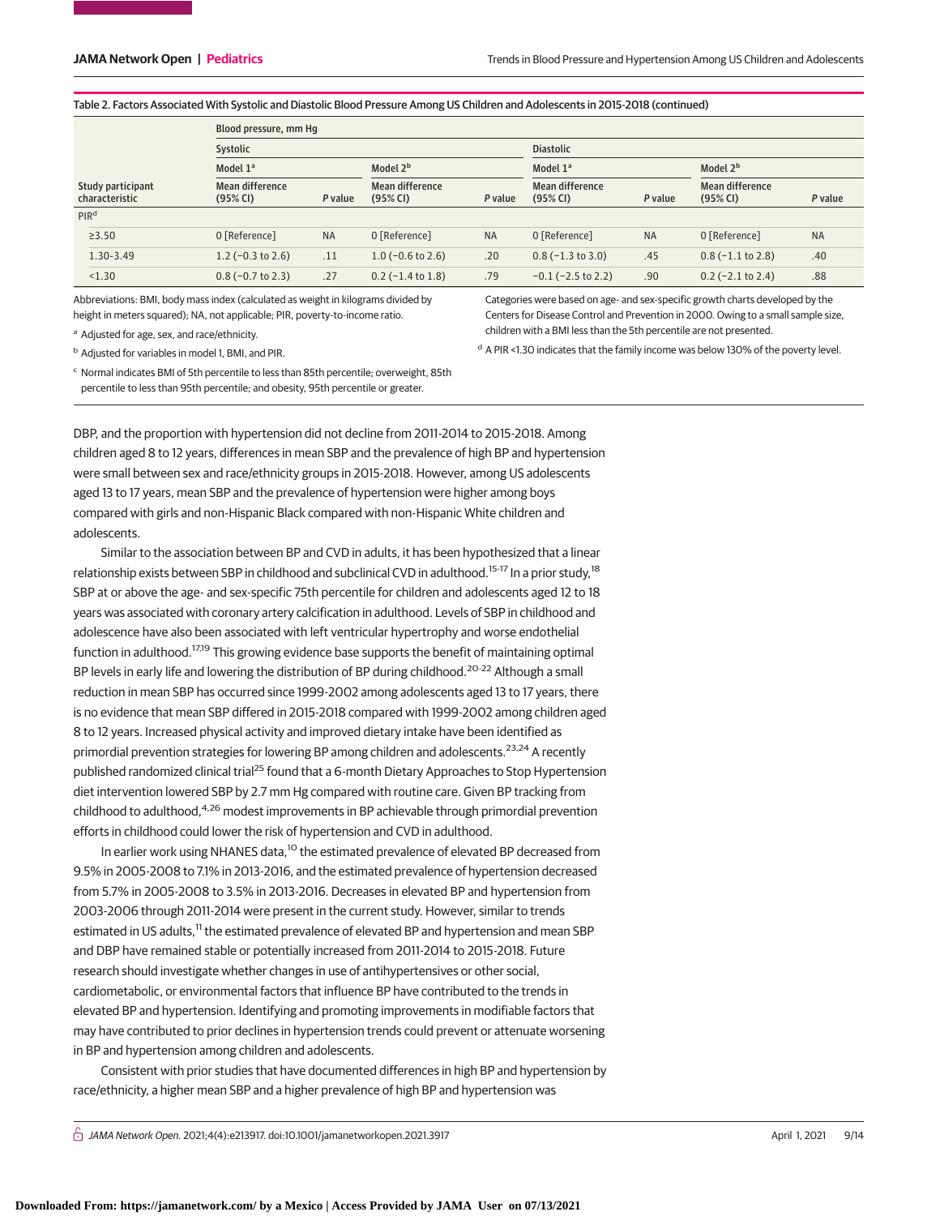Table 2. Factors Associated With Systolic and Diastolic Blood Pressure Among US Children and Adolescents in 2015-2018 (continued)

| Study participant characteristic | Blood pressure, mm Hg | | | | | | | |
|---|---|---|---|---|---|---|---|---|
| | Systolic | | | | Diastolic | | | |
| | Model 1[a] | | Model 2[b] | | Model 1[a] | | Model 2[b] | |
| | Mean difference (95% CI) | *P* value | Mean difference (95% CI) | *P* value | Mean difference (95% CI) | *P* value | Mean difference (95% CI) | *P* value |
| PIR[d] | | | | | | | | |
| ≥3.50 | 0 [Reference] | NA | 0 [Reference] | NA | 0 [Reference] | NA | 0 [Reference] | NA |
| 1.30-3.49 | 1.2 (−0.3 to 2.6) | .11 | 1.0 (−0.6 to 2.6) | .20 | 0.8 (−1.3 to 3.0) | .45 | 0.8 (−1.1 to 2.8) | .40 |
| <1.30 | 0.8 (−0.7 to 2.3) | .27 | 0.2 (−1.4 to 1.8) | .79 | −0.1 (−2.5 to 2.2) | .90 | 0.2 (−2.1 to 2.4) | .88 |

Abbreviations: BMI, body mass index (calculated as weight in kilograms divided by height in meters squared); NA, not applicable; PIR, poverty-to-income ratio.

[a] Adjusted for age, sex, and race/ethnicity.

[b] Adjusted for variables in model 1, BMI, and PIR.

[c] Normal indicates BMI of 5th percentile to less than 85th percentile; overweight, 85th percentile to less than 95th percentile; and obesity, 95th percentile or greater. Categories were based on age- and sex-specific growth charts developed by the Centers for Disease Control and Prevention in 2000. Owing to a small sample size, children with a BMI less than the 5th percentile are not presented.

[d] A PIR <1.30 indicates that the family income was below 130% of the poverty level.

DBP, and the proportion with hypertension did not decline from 2011-2014 to 2015-2018. Among children aged 8 to 12 years, differences in mean SBP and the prevalence of high BP and hypertension were small between sex and race/ethnicity groups in 2015-2018. However, among US adolescents aged 13 to 17 years, mean SBP and the prevalence of hypertension were higher among boys compared with girls and non-Hispanic Black compared with non-Hispanic White children and adolescents.

Similar to the association between BP and CVD in adults, it has been hypothesized that a linear relationship exists between SBP in childhood and subclinical CVD in adulthood.[15-17] In a prior study,[18] SBP at or above the age- and sex-specific 75th percentile for children and adolescents aged 12 to 18 years was associated with coronary artery calcification in adulthood. Levels of SBP in childhood and adolescence have also been associated with left ventricular hypertrophy and worse endothelial function in adulthood.[17,19] This growing evidence base supports the benefit of maintaining optimal BP levels in early life and lowering the distribution of BP during childhood.[20-22] Although a small reduction in mean SBP has occurred since 1999-2002 among adolescents aged 13 to 17 years, there is no evidence that mean SBP differed in 2015-2018 compared with 1999-2002 among children aged 8 to 12 years. Increased physical activity and improved dietary intake have been identified as primordial prevention strategies for lowering BP among children and adolescents.[23,24] A recently published randomized clinical trial[25] found that a 6-month Dietary Approaches to Stop Hypertension diet intervention lowered SBP by 2.7 mm Hg compared with routine care. Given BP tracking from childhood to adulthood,[4,26] modest improvements in BP achievable through primordial prevention efforts in childhood could lower the risk of hypertension and CVD in adulthood.

In earlier work using NHANES data,[10] the estimated prevalence of elevated BP decreased from 9.5% in 2005-2008 to 7.1% in 2013-2016, and the estimated prevalence of hypertension decreased from 5.7% in 2005-2008 to 3.5% in 2013-2016. Decreases in elevated BP and hypertension from 2003-2006 through 2011-2014 were present in the current study. However, similar to trends estimated in US adults,[11] the estimated prevalence of elevated BP and hypertension and mean SBP and DBP have remained stable or potentially increased from 2011-2014 to 2015-2018. Future research should investigate whether changes in use of antihypertensives or other social, cardiometabolic, or environmental factors that influence BP have contributed to the trends in elevated BP and hypertension. Identifying and promoting improvements in modifiable factors that may have contributed to prior declines in hypertension trends could prevent or attenuate worsening in BP and hypertension among children and adolescents.

Consistent with prior studies that have documented differences in high BP and hypertension by race/ethnicity, a higher mean SBP and a higher prevalence of high BP and hypertension was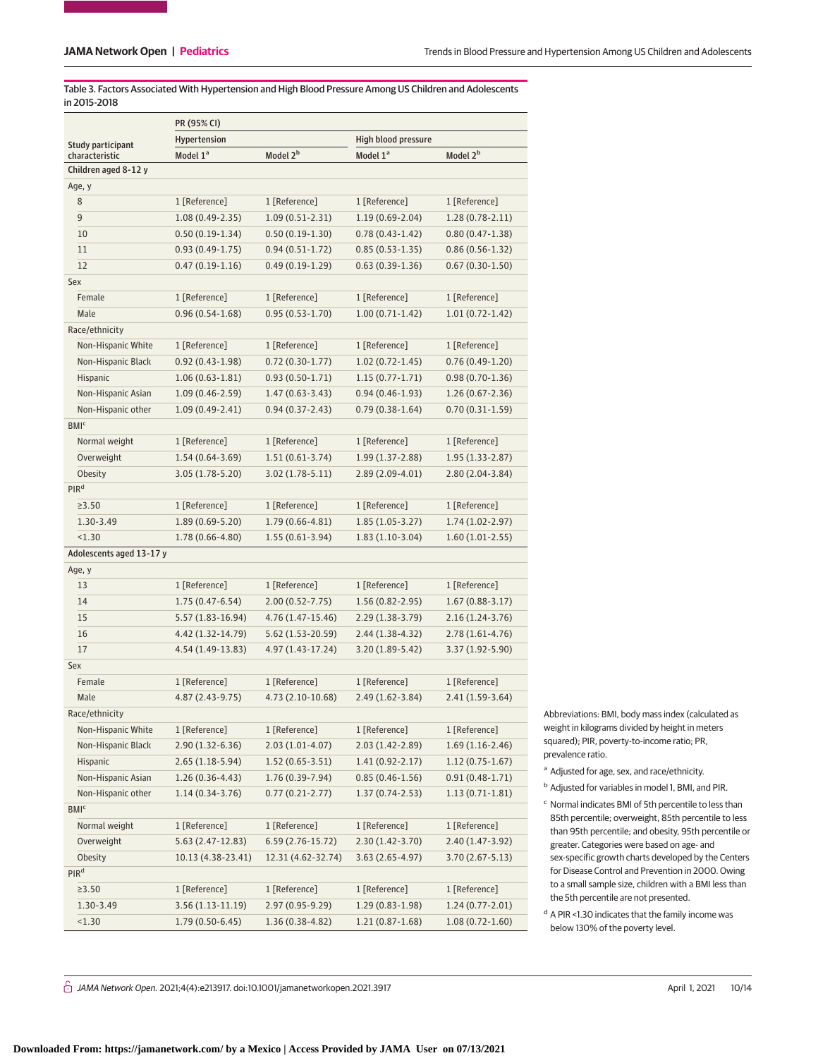Table 3. Factors Associated With Hypertension and High Blood Pressure Among US Children and Adolescents in 2015-2018

| Study participant characteristic | PR (95% CI) | | | |
|---|---|---|---|---|
| | Hypertension | | High blood pressure | |
| | Model 1[a] | Model 2[b] | Model 1[a] | Model 2[b] |
| **Children aged 8-12 y** | | | | |
| Age, y | | | | |
| 8 | 1 [Reference] | 1 [Reference] | 1 [Reference] | 1 [Reference] |
| 9 | 1.08 (0.49-2.35) | 1.09 (0.51-2.31) | 1.19 (0.69-2.04) | 1.28 (0.78-2.11) |
| 10 | 0.50 (0.19-1.34) | 0.50 (0.19-1.30) | 0.78 (0.43-1.42) | 0.80 (0.47-1.38) |
| 11 | 0.93 (0.49-1.75) | 0.94 (0.51-1.72) | 0.85 (0.53-1.35) | 0.86 (0.56-1.32) |
| 12 | 0.47 (0.19-1.16) | 0.49 (0.19-1.29) | 0.63 (0.39-1.36) | 0.67 (0.30-1.50) |
| Sex | | | | |
| Female | 1 [Reference] | 1 [Reference] | 1 [Reference] | 1 [Reference] |
| Male | 0.96 (0.54-1.68) | 0.95 (0.53-1.70) | 1.00 (0.71-1.42) | 1.01 (0.72-1.42) |
| Race/ethnicity | | | | |
| Non-Hispanic White | 1 [Reference] | 1 [Reference] | 1 [Reference] | 1 [Reference] |
| Non-Hispanic Black | 0.92 (0.43-1.98) | 0.72 (0.30-1.77) | 1.02 (0.72-1.45) | 0.76 (0.49-1.20) |
| Hispanic | 1.06 (0.63-1.81) | 0.93 (0.50-1.71) | 1.15 (0.77-1.71) | 0.98 (0.70-1.36) |
| Non-Hispanic Asian | 1.09 (0.46-2.59) | 1.47 (0.63-3.43) | 0.94 (0.46-1.93) | 1.26 (0.67-2.36) |
| Non-Hispanic other | 1.09 (0.49-2.41) | 0.94 (0.37-2.43) | 0.79 (0.38-1.64) | 0.70 (0.31-1.59) |
| BMI[c] | | | | |
| Normal weight | 1 [Reference] | 1 [Reference] | 1 [Reference] | 1 [Reference] |
| Overweight | 1.54 (0.64-3.69) | 1.51 (0.61-3.74) | 1.99 (1.37-2.88) | 1.95 (1.33-2.87) |
| Obesity | 3.05 (1.78-5.20) | 3.02 (1.78-5.11) | 2.89 (2.09-4.01) | 2.80 (2.04-3.84) |
| PIR[d] | | | | |
| ≥3.50 | 1 [Reference] | 1 [Reference] | 1 [Reference] | 1 [Reference] |
| 1.30-3.49 | 1.89 (0.69-5.20) | 1.79 (0.66-4.81) | 1.85 (1.05-3.27) | 1.74 (1.02-2.97) |
| <1.30 | 1.78 (0.66-4.80) | 1.55 (0.61-3.94) | 1.83 (1.10-3.04) | 1.60 (1.01-2.55) |
| **Adolescents aged 13-17 y** | | | | |
| Age, y | | | | |
| 13 | 1 [Reference] | 1 [Reference] | 1 [Reference] | 1 [Reference] |
| 14 | 1.75 (0.47-6.54) | 2.00 (0.52-7.75) | 1.56 (0.82-2.95) | 1.67 (0.88-3.17) |
| 15 | 5.57 (1.83-16.94) | 4.76 (1.47-15.46) | 2.29 (1.38-3.79) | 2.16 (1.24-3.76) |
| 16 | 4.42 (1.32-14.79) | 5.62 (1.53-20.59) | 2.44 (1.38-4.32) | 2.78 (1.61-4.76) |
| 17 | 4.54 (1.49-13.83) | 4.97 (1.43-17.24) | 3.20 (1.89-5.42) | 3.37 (1.92-5.90) |
| Sex | | | | |
| Female | 1 [Reference] | 1 [Reference] | 1 [Reference] | 1 [Reference] |
| Male | 4.87 (2.43-9.75) | 4.73 (2.10-10.68) | 2.49 (1.62-3.84) | 2.41 (1.59-3.64) |
| Race/ethnicity | | | | |
| Non-Hispanic White | 1 [Reference] | 1 [Reference] | 1 [Reference] | 1 [Reference] |
| Non-Hispanic Black | 2.90 (1.32-6.36) | 2.03 (1.01-4.07) | 2.03 (1.42-2.89) | 1.69 (1.16-2.46) |
| Hispanic | 2.65 (1.18-5.94) | 1.52 (0.65-3.51) | 1.41 (0.92-2.17) | 1.12 (0.75-1.67) |
| Non-Hispanic Asian | 1.26 (0.36-4.43) | 1.76 (0.39-7.94) | 0.85 (0.46-1.56) | 0.91 (0.48-1.71) |
| Non-Hispanic other | 1.14 (0.34-3.76) | 0.77 (0.21-2.77) | 1.37 (0.74-2.53) | 1.13 (0.71-1.81) |
| BMI[c] | | | | |
| Normal weight | 1 [Reference] | 1 [Reference] | 1 [Reference] | 1 [Reference] |
| Overweight | 5.63 (2.47-12.83) | 6.59 (2.76-15.72) | 2.30 (1.42-3.70) | 2.40 (1.47-3.92) |
| Obesity | 10.13 (4.38-23.41) | 12.31 (4.62-32.74) | 3.63 (2.65-4.97) | 3.70 (2.67-5.13) |
| PIR[d] | | | | |
| ≥3.50 | 1 [Reference] | 1 [Reference] | 1 [Reference] | 1 [Reference] |
| 1.30-3.49 | 3.56 (1.13-11.19) | 2.97 (0.95-9.29) | 1.29 (0.83-1.98) | 1.24 (0.77-2.01) |
| <1.30 | 1.79 (0.50-6.45) | 1.36 (0.38-4.82) | 1.21 (0.87-1.68) | 1.08 (0.72-1.60) |

Abbreviations: BMI, body mass index (calculated as weight in kilograms divided by height in meters squared); PIR, poverty-to-income ratio; PR, prevalence ratio.

[a] Adjusted for age, sex, and race/ethnicity.

[b] Adjusted for variables in model 1, BMI, and PIR.

[c] Normal indicates BMI of 5th percentile to less than 85th percentile; overweight, 85th percentile to less than 95th percentile; and obesity, 95th percentile or greater. Categories were based on age- and sex-specific growth charts developed by the Centers for Disease Control and Prevention in 2000. Owing to a small sample size, children with a BMI less than the 5th percentile are not presented.

[d] A PIR <1.30 indicates that the family income was below 130% of the poverty level.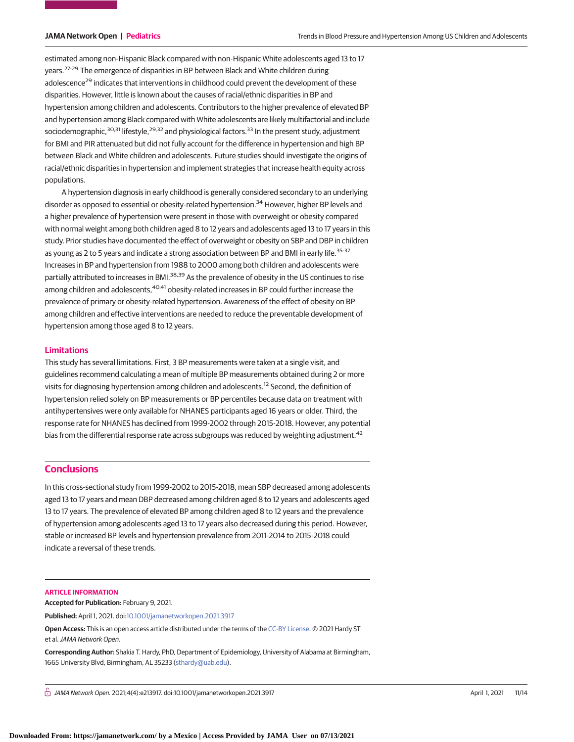estimated among non-Hispanic Black compared with non-Hispanic White adolescents aged 13 to 17 years.[27-29] The emergence of disparities in BP between Black and White children during adolescence[29] indicates that interventions in childhood could prevent the development of these disparities. However, little is known about the causes of racial/ethnic disparities in BP and hypertension among children and adolescents. Contributors to the higher prevalence of elevated BP and hypertension among Black compared with White adolescents are likely multifactorial and include sociodemographic,[30,31] lifestyle,[29,32] and physiological factors.[33] In the present study, adjustment for BMI and PIR attenuated but did not fully account for the difference in hypertension and high BP between Black and White children and adolescents. Future studies should investigate the origins of racial/ethnic disparities in hypertension and implement strategies that increase health equity across populations.

A hypertension diagnosis in early childhood is generally considered secondary to an underlying disorder as opposed to essential or obesity-related hypertension.[34] However, higher BP levels and a higher prevalence of hypertension were present in those with overweight or obesity compared with normal weight among both children aged 8 to 12 years and adolescents aged 13 to 17 years in this study. Prior studies have documented the effect of overweight or obesity on SBP and DBP in children as young as 2 to 5 years and indicate a strong association between BP and BMI in early life.[35-37] Increases in BP and hypertension from 1988 to 2000 among both children and adolescents were partially attributed to increases in BMI.[38,39] As the prevalence of obesity in the US continues to rise among children and adolescents,[40,41] obesity-related increases in BP could further increase the prevalence of primary or obesity-related hypertension. Awareness of the effect of obesity on BP among children and effective interventions are needed to reduce the preventable development of hypertension among those aged 8 to 12 years.

### Limitations

This study has several limitations. First, 3 BP measurements were taken at a single visit, and guidelines recommend calculating a mean of multiple BP measurements obtained during 2 or more visits for diagnosing hypertension among children and adolescents.[12] Second, the definition of hypertension relied solely on BP measurements or BP percentiles because data on treatment with antihypertensives were only available for NHANES participants aged 16 years or older. Third, the response rate for NHANES has declined from 1999-2002 through 2015-2018. However, any potential bias from the differential response rate across subgroups was reduced by weighting adjustment.[42]

## Conclusions

In this cross-sectional study from 1999-2002 to 2015-2018, mean SBP decreased among adolescents aged 13 to 17 years and mean DBP decreased among children aged 8 to 12 years and adolescents aged 13 to 17 years. The prevalence of elevated BP among children aged 8 to 12 years and the prevalence of hypertension among adolescents aged 13 to 17 years also decreased during this period. However, stable or increased BP levels and hypertension prevalence from 2011-2014 to 2015-2018 could indicate a reversal of these trends.

#### ARTICLE INFORMATION

**Accepted for Publication:** February 9, 2021.

**Published:** April 1, 2021. doi:10.1001/jamanetworkopen.2021.3917

**Open Access:** This is an open access article distributed under the terms of the CC-BY License. © 2021 Hardy ST et al. *JAMA Network Open*.

**Corresponding Author:** Shakia T. Hardy, PhD, Department of Epidemiology, University of Alabama at Birmingham, 1665 University Blvd, Birmingham, AL 35233 (sthardy@uab.edu).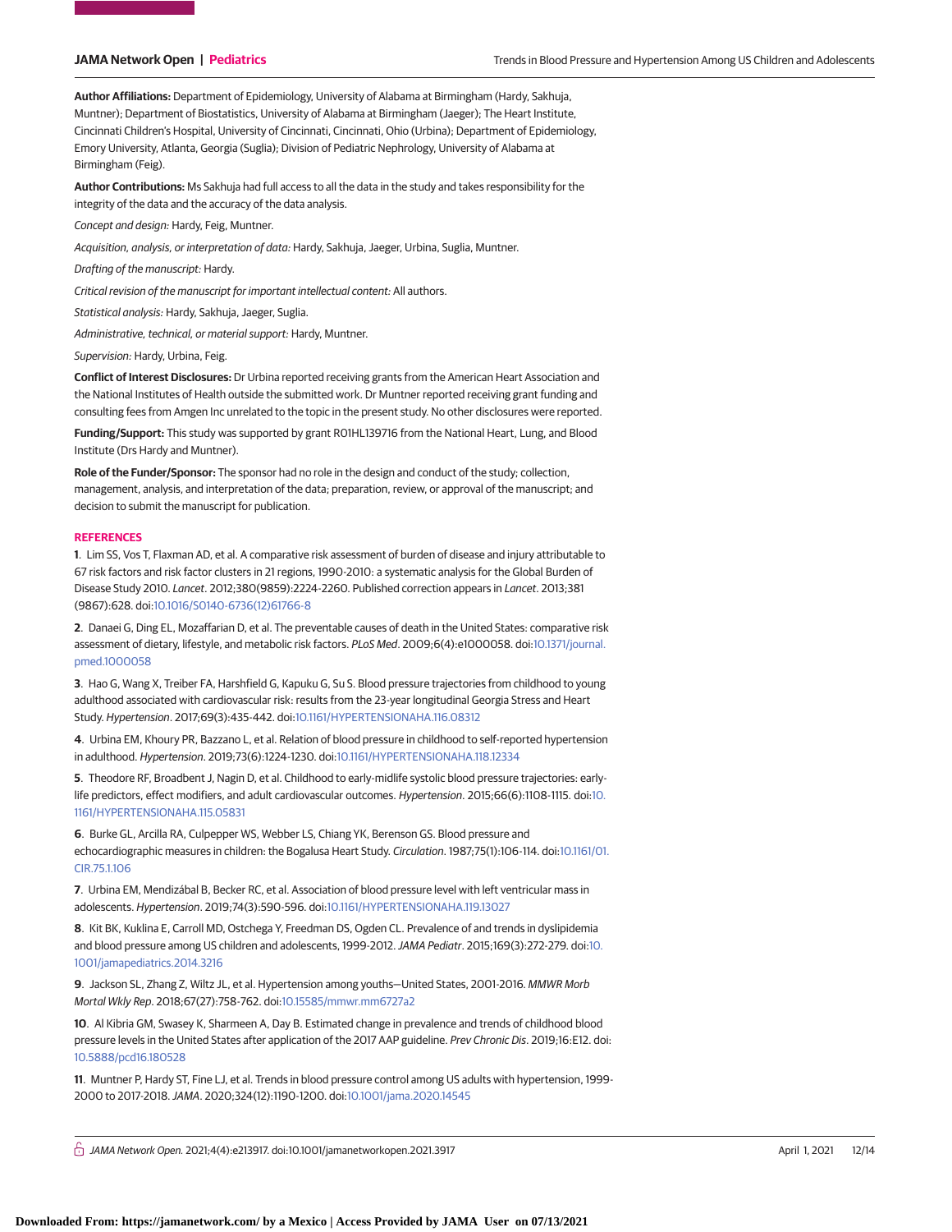**Author Affiliations:** Department of Epidemiology, University of Alabama at Birmingham (Hardy, Sakhuja, Muntner); Department of Biostatistics, University of Alabama at Birmingham (Jaeger); The Heart Institute, Cincinnati Children's Hospital, University of Cincinnati, Cincinnati, Ohio (Urbina); Department of Epidemiology, Emory University, Atlanta, Georgia (Suglia); Division of Pediatric Nephrology, University of Alabama at Birmingham (Feig).

**Author Contributions:** Ms Sakhuja had full access to all the data in the study and takes responsibility for the integrity of the data and the accuracy of the data analysis.

*Concept and design:* Hardy, Feig, Muntner.

*Acquisition, analysis, or interpretation of data:* Hardy, Sakhuja, Jaeger, Urbina, Suglia, Muntner.

*Drafting of the manuscript:* Hardy.

*Critical revision of the manuscript for important intellectual content:* All authors.

*Statistical analysis:* Hardy, Sakhuja, Jaeger, Suglia.

*Administrative, technical, or material support:* Hardy, Muntner.

*Supervision:* Hardy, Urbina, Feig.

**Conflict of Interest Disclosures:** Dr Urbina reported receiving grants from the American Heart Association and the National Institutes of Health outside the submitted work. Dr Muntner reported receiving grant funding and consulting fees from Amgen Inc unrelated to the topic in the present study. No other disclosures were reported.

**Funding/Support:** This study was supported by grant R01HL139716 from the National Heart, Lung, and Blood Institute (Drs Hardy and Muntner).

**Role of the Funder/Sponsor:** The sponsor had no role in the design and conduct of the study; collection, management, analysis, and interpretation of the data; preparation, review, or approval of the manuscript; and decision to submit the manuscript for publication.

## REFERENCES

**1**. Lim SS, Vos T, Flaxman AD, et al. A comparative risk assessment of burden of disease and injury attributable to 67 risk factors and risk factor clusters in 21 regions, 1990-2010: a systematic analysis for the Global Burden of Disease Study 2010. *Lancet*. 2012;380(9859):2224-2260. Published correction appears in *Lancet*. 2013;381 (9867):628. doi:10.1016/S0140-6736(12)61766-8

**2**. Danaei G, Ding EL, Mozaffarian D, et al. The preventable causes of death in the United States: comparative risk assessment of dietary, lifestyle, and metabolic risk factors. *PLoS Med*. 2009;6(4):e1000058. doi:10.1371/journal.pmed.1000058

**3**. Hao G, Wang X, Treiber FA, Harshfield G, Kapuku G, Su S. Blood pressure trajectories from childhood to young adulthood associated with cardiovascular risk: results from the 23-year longitudinal Georgia Stress and Heart Study. *Hypertension*. 2017;69(3):435-442. doi:10.1161/HYPERTENSIONAHA.116.08312

**4**. Urbina EM, Khoury PR, Bazzano L, et al. Relation of blood pressure in childhood to self-reported hypertension in adulthood. *Hypertension*. 2019;73(6):1224-1230. doi:10.1161/HYPERTENSIONAHA.118.12334

**5**. Theodore RF, Broadbent J, Nagin D, et al. Childhood to early-midlife systolic blood pressure trajectories: early-life predictors, effect modifiers, and adult cardiovascular outcomes. *Hypertension*. 2015;66(6):1108-1115. doi:10.1161/HYPERTENSIONAHA.115.05831

**6**. Burke GL, Arcilla RA, Culpepper WS, Webber LS, Chiang YK, Berenson GS. Blood pressure and echocardiographic measures in children: the Bogalusa Heart Study. *Circulation*. 1987;75(1):106-114. doi:10.1161/01.CIR.75.1.106

**7**. Urbina EM, Mendizábal B, Becker RC, et al. Association of blood pressure level with left ventricular mass in adolescents. *Hypertension*. 2019;74(3):590-596. doi:10.1161/HYPERTENSIONAHA.119.13027

**8**. Kit BK, Kuklina E, Carroll MD, Ostchega Y, Freedman DS, Ogden CL. Prevalence of and trends in dyslipidemia and blood pressure among US children and adolescents, 1999-2012. *JAMA Pediatr*. 2015;169(3):272-279. doi:10.1001/jamapediatrics.2014.3216

**9**. Jackson SL, Zhang Z, Wiltz JL, et al. Hypertension among youths—United States, 2001-2016. *MMWR Morb Mortal Wkly Rep*. 2018;67(27):758-762. doi:10.15585/mmwr.mm6727a2

**10**. Al Kibria GM, Swasey K, Sharmeen A, Day B. Estimated change in prevalence and trends of childhood blood pressure levels in the United States after application of the 2017 AAP guideline. *Prev Chronic Dis*. 2019;16:E12. doi:10.5888/pcd16.180528

**11**. Muntner P, Hardy ST, Fine LJ, et al. Trends in blood pressure control among US adults with hypertension, 1999-2000 to 2017-2018. *JAMA*. 2020;324(12):1190-1200. doi:10.1001/jama.2020.14545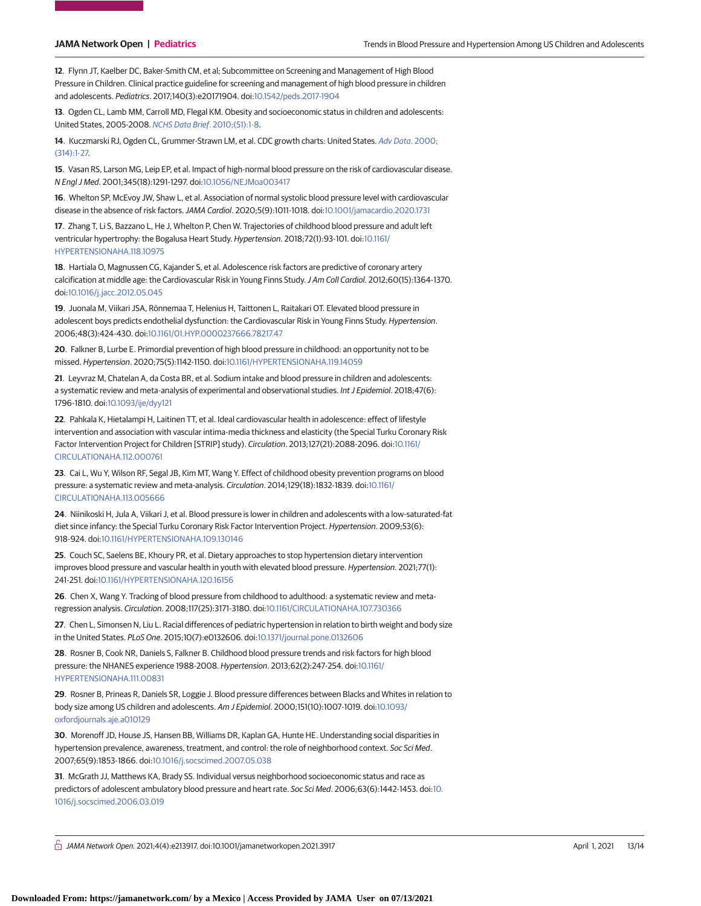12. Flynn JT, Kaelber DC, Baker-Smith CM, et al; Subcommittee on Screening and Management of High Blood Pressure in Children. Clinical practice guideline for screening and management of high blood pressure in children and adolescents. *Pediatrics*. 2017;140(3):e20171904. doi:10.1542/peds.2017-1904

13. Ogden CL, Lamb MM, Carroll MD, Flegal KM. Obesity and socioeconomic status in children and adolescents: United States, 2005-2008. *NCHS Data Brief*. 2010;(51):1-8.

14. Kuczmarski RJ, Ogden CL, Grummer-Strawn LM, et al. CDC growth charts: United States. *Adv Data*. 2000;(314):1-27.

15. Vasan RS, Larson MG, Leip EP, et al. Impact of high-normal blood pressure on the risk of cardiovascular disease. *N Engl J Med*. 2001;345(18):1291-1297. doi:10.1056/NEJMoa003417

16. Whelton SP, McEvoy JW, Shaw L, et al. Association of normal systolic blood pressure level with cardiovascular disease in the absence of risk factors. *JAMA Cardiol*. 2020;5(9):1011-1018. doi:10.1001/jamacardio.2020.1731

17. Zhang T, Li S, Bazzano L, He J, Whelton P, Chen W. Trajectories of childhood blood pressure and adult left ventricular hypertrophy: the Bogalusa Heart Study. *Hypertension*. 2018;72(1):93-101. doi:10.1161/HYPERTENSIONAHA.118.10975

18. Hartiala O, Magnussen CG, Kajander S, et al. Adolescence risk factors are predictive of coronary artery calcification at middle age: the Cardiovascular Risk in Young Finns Study. *J Am Coll Cardiol*. 2012;60(15):1364-1370. doi:10.1016/j.jacc.2012.05.045

19. Juonala M, Viikari JSA, Rönnemaa T, Helenius H, Taittonen L, Raitakari OT. Elevated blood pressure in adolescent boys predicts endothelial dysfunction: the Cardiovascular Risk in Young Finns Study. *Hypertension*. 2006;48(3):424-430. doi:10.1161/01.HYP.0000237666.78217.47

20. Falkner B, Lurbe E. Primordial prevention of high blood pressure in childhood: an opportunity not to be missed. *Hypertension*. 2020;75(5):1142-1150. doi:10.1161/HYPERTENSIONAHA.119.14059

21. Leyvraz M, Chatelan A, da Costa BR, et al. Sodium intake and blood pressure in children and adolescents: a systematic review and meta-analysis of experimental and observational studies. *Int J Epidemiol*. 2018;47(6):1796-1810. doi:10.1093/ije/dyy121

22. Pahkala K, Hietalampi H, Laitinen TT, et al. Ideal cardiovascular health in adolescence: effect of lifestyle intervention and association with vascular intima-media thickness and elasticity (the Special Turku Coronary Risk Factor Intervention Project for Children [STRIP] study). *Circulation*. 2013;127(21):2088-2096. doi:10.1161/CIRCULATIONAHA.112.000761

23. Cai L, Wu Y, Wilson RF, Segal JB, Kim MT, Wang Y. Effect of childhood obesity prevention programs on blood pressure: a systematic review and meta-analysis. *Circulation*. 2014;129(18):1832-1839. doi:10.1161/CIRCULATIONAHA.113.005666

24. Niinikoski H, Jula A, Viikari J, et al. Blood pressure is lower in children and adolescents with a low-saturated-fat diet since infancy: the Special Turku Coronary Risk Factor Intervention Project. *Hypertension*. 2009;53(6):918-924. doi:10.1161/HYPERTENSIONAHA.109.130146

25. Couch SC, Saelens BE, Khoury PR, et al. Dietary approaches to stop hypertension dietary intervention improves blood pressure and vascular health in youth with elevated blood pressure. *Hypertension*. 2021;77(1):241-251. doi:10.1161/HYPERTENSIONAHA.120.16156

26. Chen X, Wang Y. Tracking of blood pressure from childhood to adulthood: a systematic review and meta-regression analysis. *Circulation*. 2008;117(25):3171-3180. doi:10.1161/CIRCULATIONAHA.107.730366

27. Chen L, Simonsen N, Liu L. Racial differences of pediatric hypertension in relation to birth weight and body size in the United States. *PLoS One*. 2015;10(7):e0132606. doi:10.1371/journal.pone.0132606

28. Rosner B, Cook NR, Daniels S, Falkner B. Childhood blood pressure trends and risk factors for high blood pressure: the NHANES experience 1988-2008. *Hypertension*. 2013;62(2):247-254. doi:10.1161/HYPERTENSIONAHA.111.00831

29. Rosner B, Prineas R, Daniels SR, Loggie J. Blood pressure differences between Blacks and Whites in relation to body size among US children and adolescents. *Am J Epidemiol*. 2000;151(10):1007-1019. doi:10.1093/oxfordjournals.aje.a010129

30. Morenoff JD, House JS, Hansen BB, Williams DR, Kaplan GA, Hunte HE. Understanding social disparities in hypertension prevalence, awareness, treatment, and control: the role of neighborhood context. *Soc Sci Med*. 2007;65(9):1853-1866. doi:10.1016/j.socscimed.2007.05.038

31. McGrath JJ, Matthews KA, Brady SS. Individual versus neighborhood socioeconomic status and race as predictors of adolescent ambulatory blood pressure and heart rate. *Soc Sci Med*. 2006;63(6):1442-1453. doi:10.1016/j.socscimed.2006.03.019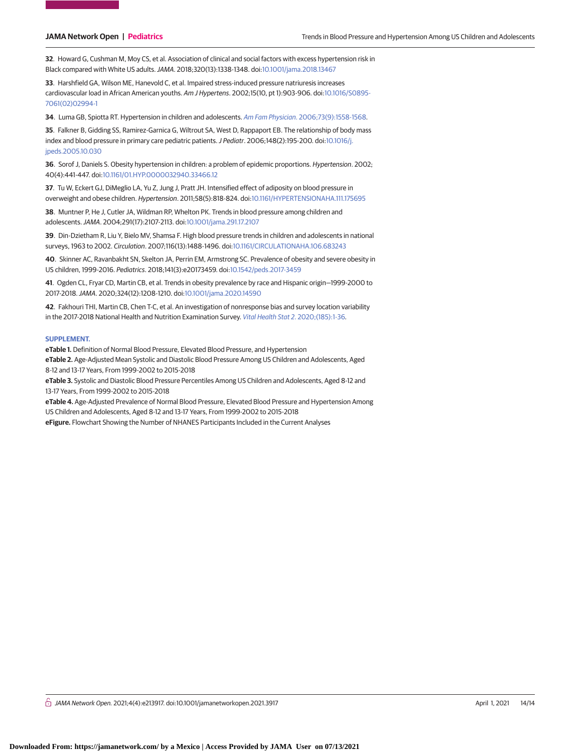**32**. Howard G, Cushman M, Moy CS, et al. Association of clinical and social factors with excess hypertension risk in Black compared with White US adults. *JAMA*. 2018;320(13):1338-1348. doi:10.1001/jama.2018.13467

**33**. Harshfield GA, Wilson ME, Hanevold C, et al. Impaired stress-induced pressure natriuresis increases cardiovascular load in African American youths. *Am J Hypertens*. 2002;15(10, pt 1):903-906. doi:10.1016/S0895-7061(02)02994-1

**34**. Luma GB, Spiotta RT. Hypertension in children and adolescents. *Am Fam Physician*. 2006;73(9):1558-1568.

**35**. Falkner B, Gidding SS, Ramirez-Garnica G, Wiltrout SA, West D, Rappaport EB. The relationship of body mass index and blood pressure in primary care pediatric patients. *J Pediatr*. 2006;148(2):195-200. doi:10.1016/j.jpeds.2005.10.030

**36**. Sorof J, Daniels S. Obesity hypertension in children: a problem of epidemic proportions. *Hypertension*. 2002;40(4):441-447. doi:10.1161/01.HYP.0000032940.33466.12

**37**. Tu W, Eckert GJ, DiMeglio LA, Yu Z, Jung J, Pratt JH. Intensified effect of adiposity on blood pressure in overweight and obese children. *Hypertension*. 2011;58(5):818-824. doi:10.1161/HYPERTENSIONAHA.111.175695

**38**. Muntner P, He J, Cutler JA, Wildman RP, Whelton PK. Trends in blood pressure among children and adolescents. *JAMA*. 2004;291(17):2107-2113. doi:10.1001/jama.291.17.2107

**39**. Din-Dzietham R, Liu Y, Bielo MV, Shamsa F. High blood pressure trends in children and adolescents in national surveys, 1963 to 2002. *Circulation*. 2007;116(13):1488-1496. doi:10.1161/CIRCULATIONAHA.106.683243

**40**. Skinner AC, Ravanbakht SN, Skelton JA, Perrin EM, Armstrong SC. Prevalence of obesity and severe obesity in US children, 1999-2016. *Pediatrics*. 2018;141(3):e20173459. doi:10.1542/peds.2017-3459

**41**. Ogden CL, Fryar CD, Martin CB, et al. Trends in obesity prevalence by race and Hispanic origin—1999-2000 to 2017-2018. *JAMA*. 2020;324(12):1208-1210. doi:10.1001/jama.2020.14590

**42**. Fakhouri THI, Martin CB, Chen T-C, et al. An investigation of nonresponse bias and survey location variability in the 2017-2018 National Health and Nutrition Examination Survey. *Vital Health Stat 2*. 2020;(185):1-36.

## SUPPLEMENT.

**eTable 1.** Definition of Normal Blood Pressure, Elevated Blood Pressure, and Hypertension
**eTable 2.** Age-Adjusted Mean Systolic and Diastolic Blood Pressure Among US Children and Adolescents, Aged 8-12 and 13-17 Years, From 1999-2002 to 2015-2018
**eTable 3.** Systolic and Diastolic Blood Pressure Percentiles Among US Children and Adolescents, Aged 8-12 and 13-17 Years, From 1999-2002 to 2015-2018
**eTable 4.** Age-Adjusted Prevalence of Normal Blood Pressure, Elevated Blood Pressure and Hypertension Among US Children and Adolescents, Aged 8-12 and 13-17 Years, From 1999-2002 to 2015-2018
**eFigure.** Flowchart Showing the Number of NHANES Participants Included in the Current Analyses